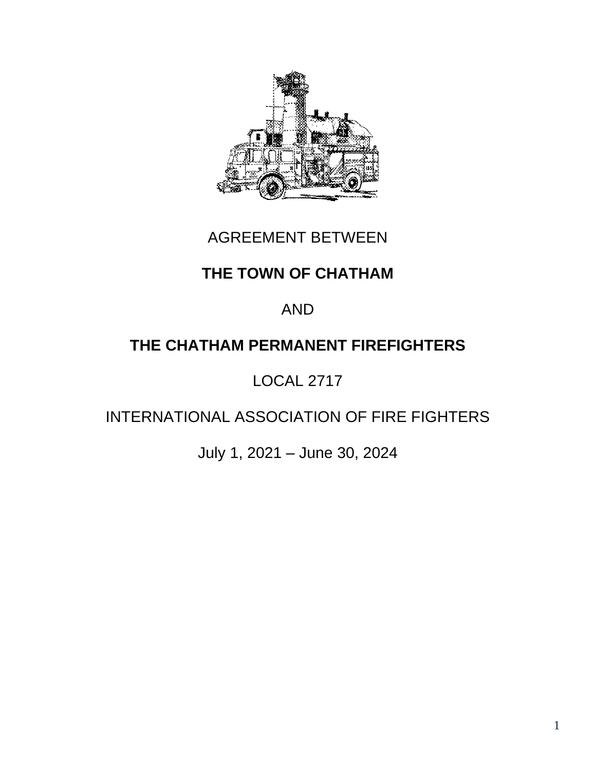AGREEMENT BETWEEN

**THE TOWN OF CHATHAM**

AND

**THE CHATHAM PERMANENT FIREFIGHTERS**

LOCAL 2717

INTERNATIONAL ASSOCIATION OF FIRE FIGHTERS

July 1, 2021 – June 30, 2024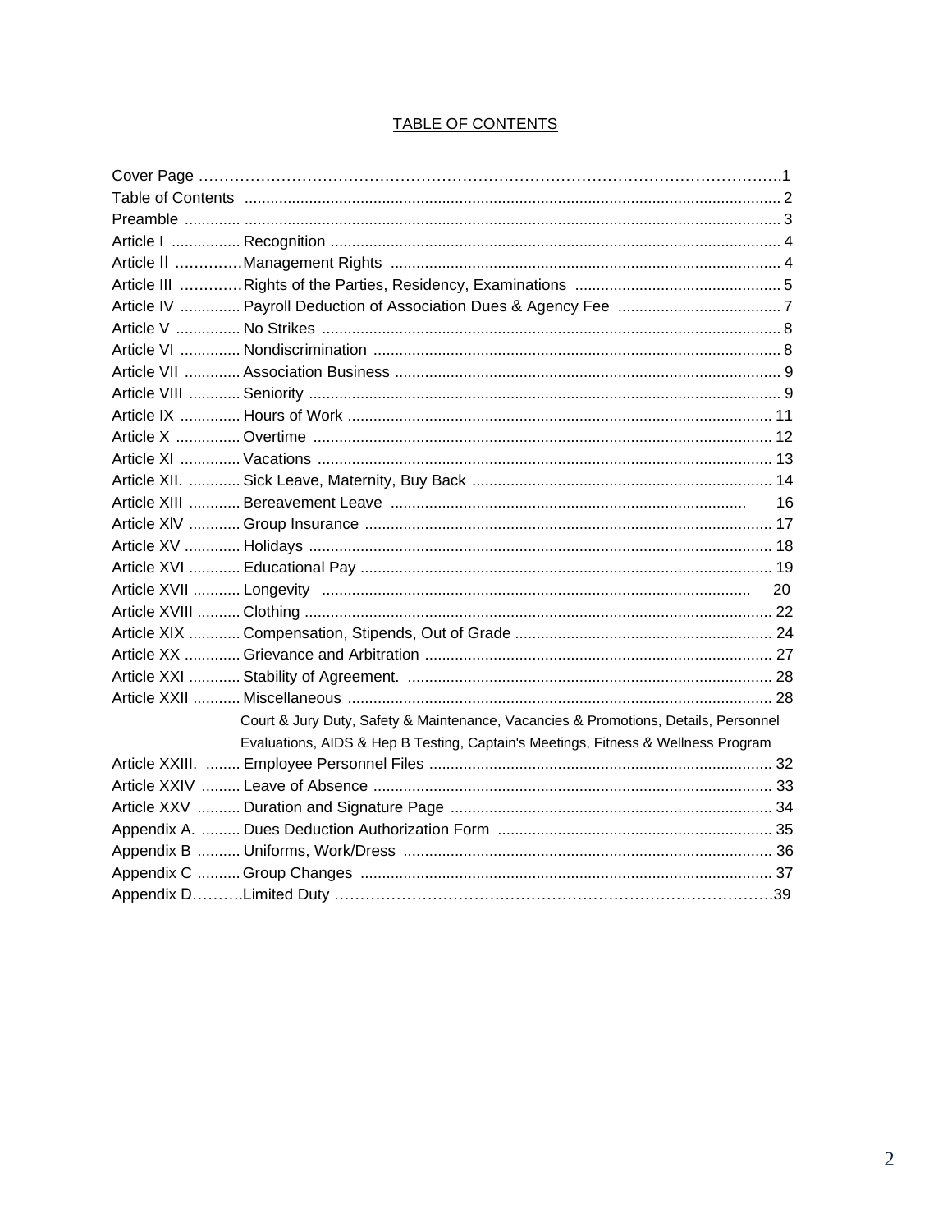## TABLE OF CONTENTS

| | | |
|---|---|---|
| Cover Page | | 1 |
| Table of Contents | | 2 |
| Preamble | | 3 |
| Article I | Recognition | 4 |
| Article II | Management Rights | 4 |
| Article III | Rights of the Parties, Residency, Examinations | 5 |
| Article IV | Payroll Deduction of Association Dues & Agency Fee | 7 |
| Article V | No Strikes | 8 |
| Article VI | Nondiscrimination | 8 |
| Article VII | Association Business | 9 |
| Article VIII | Seniority | 9 |
| Article IX | Hours of Work | 11 |
| Article X | Overtime | 12 |
| Article XI | Vacations | 13 |
| Article XII. | Sick Leave, Maternity, Buy Back | 14 |
| Article XIII | Bereavement Leave | 16 |
| Article XIV | Group Insurance | 17 |
| Article XV | Holidays | 18 |
| Article XVI | Educational Pay | 19 |
| Article XVII | Longevity | 20 |
| Article XVIII | Clothing | 22 |
| Article XIX | Compensation, Stipends, Out of Grade | 24 |
| Article XX | Grievance and Arbitration | 27 |
| Article XXI | Stability of Agreement. | 28 |
| Article XXII | Miscellaneous | 28 |
| | Court & Jury Duty, Safety & Maintenance, Vacancies & Promotions, Details, Personnel Evaluations, AIDS & Hep B Testing, Captain's Meetings, Fitness & Wellness Program | |
| Article XXIII. | Employee Personnel Files | 32 |
| Article XXIV | Leave of Absence | 33 |
| Article XXV | Duration and Signature Page | 34 |
| Appendix A. | Dues Deduction Authorization Form | 35 |
| Appendix B | Uniforms, Work/Dress | 36 |
| Appendix C | Group Changes | 37 |
| Appendix D | Limited Duty | 39 |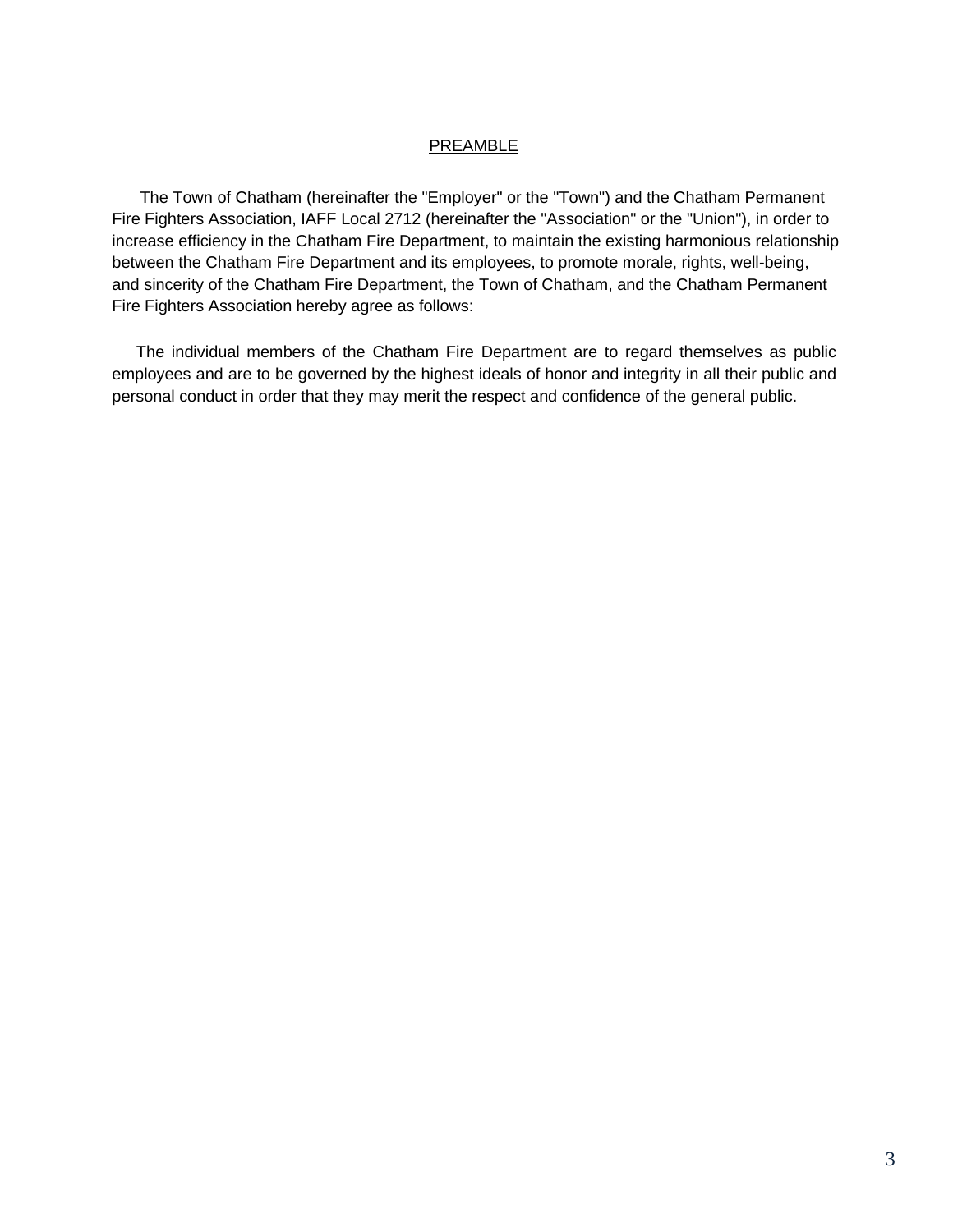# PREAMBLE

The Town of Chatham (hereinafter the "Employer" or the "Town") and the Chatham Permanent Fire Fighters Association, IAFF Local 2712 (hereinafter the "Association" or the "Union"), in order to increase efficiency in the Chatham Fire Department, to maintain the existing harmonious relationship between the Chatham Fire Department and its employees, to promote morale, rights, well-being, and sincerity of the Chatham Fire Department, the Town of Chatham, and the Chatham Permanent Fire Fighters Association hereby agree as follows:

The individual members of the Chatham Fire Department are to regard themselves as public employees and are to be governed by the highest ideals of honor and integrity in all their public and personal conduct in order that they may merit the respect and confidence of the general public.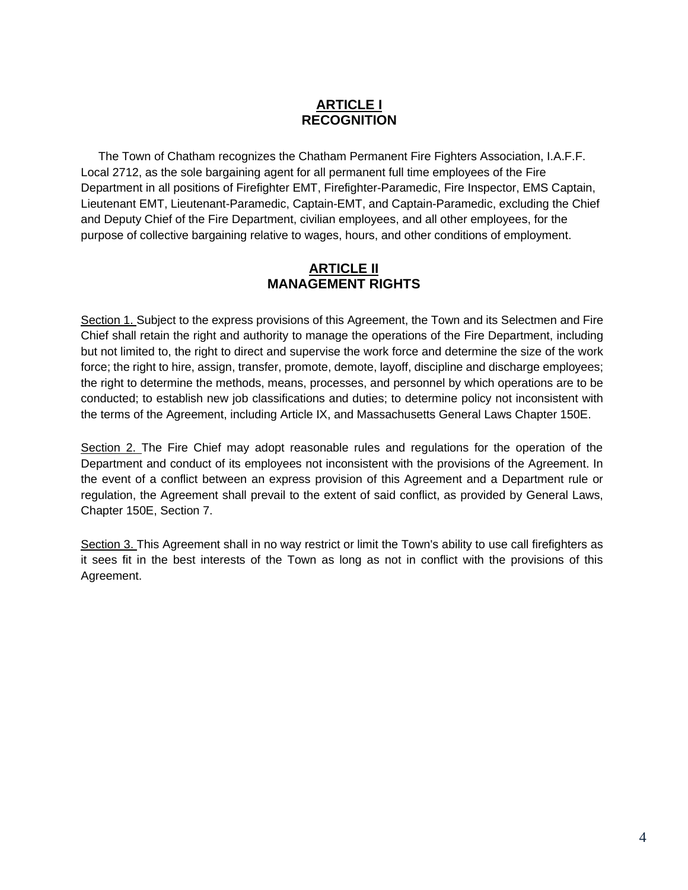## ARTICLE I
## RECOGNITION

The Town of Chatham recognizes the Chatham Permanent Fire Fighters Association, I.A.F.F. Local 2712, as the sole bargaining agent for all permanent full time employees of the Fire Department in all positions of Firefighter EMT, Firefighter-Paramedic, Fire Inspector, EMS Captain, Lieutenant EMT, Lieutenant-Paramedic, Captain-EMT, and Captain-Paramedic, excluding the Chief and Deputy Chief of the Fire Department, civilian employees, and all other employees, for the purpose of collective bargaining relative to wages, hours, and other conditions of employment.

## ARTICLE II
## MANAGEMENT RIGHTS

Section 1. Subject to the express provisions of this Agreement, the Town and its Selectmen and Fire Chief shall retain the right and authority to manage the operations of the Fire Department, including but not limited to, the right to direct and supervise the work force and determine the size of the work force; the right to hire, assign, transfer, promote, demote, layoff, discipline and discharge employees; the right to determine the methods, means, processes, and personnel by which operations are to be conducted; to establish new job classifications and duties; to determine policy not inconsistent with the terms of the Agreement, including Article IX, and Massachusetts General Laws Chapter 150E.

Section 2. The Fire Chief may adopt reasonable rules and regulations for the operation of the Department and conduct of its employees not inconsistent with the provisions of the Agreement. In the event of a conflict between an express provision of this Agreement and a Department rule or regulation, the Agreement shall prevail to the extent of said conflict, as provided by General Laws, Chapter 150E, Section 7.

Section 3. This Agreement shall in no way restrict or limit the Town's ability to use call firefighters as it sees fit in the best interests of the Town as long as not in conflict with the provisions of this Agreement.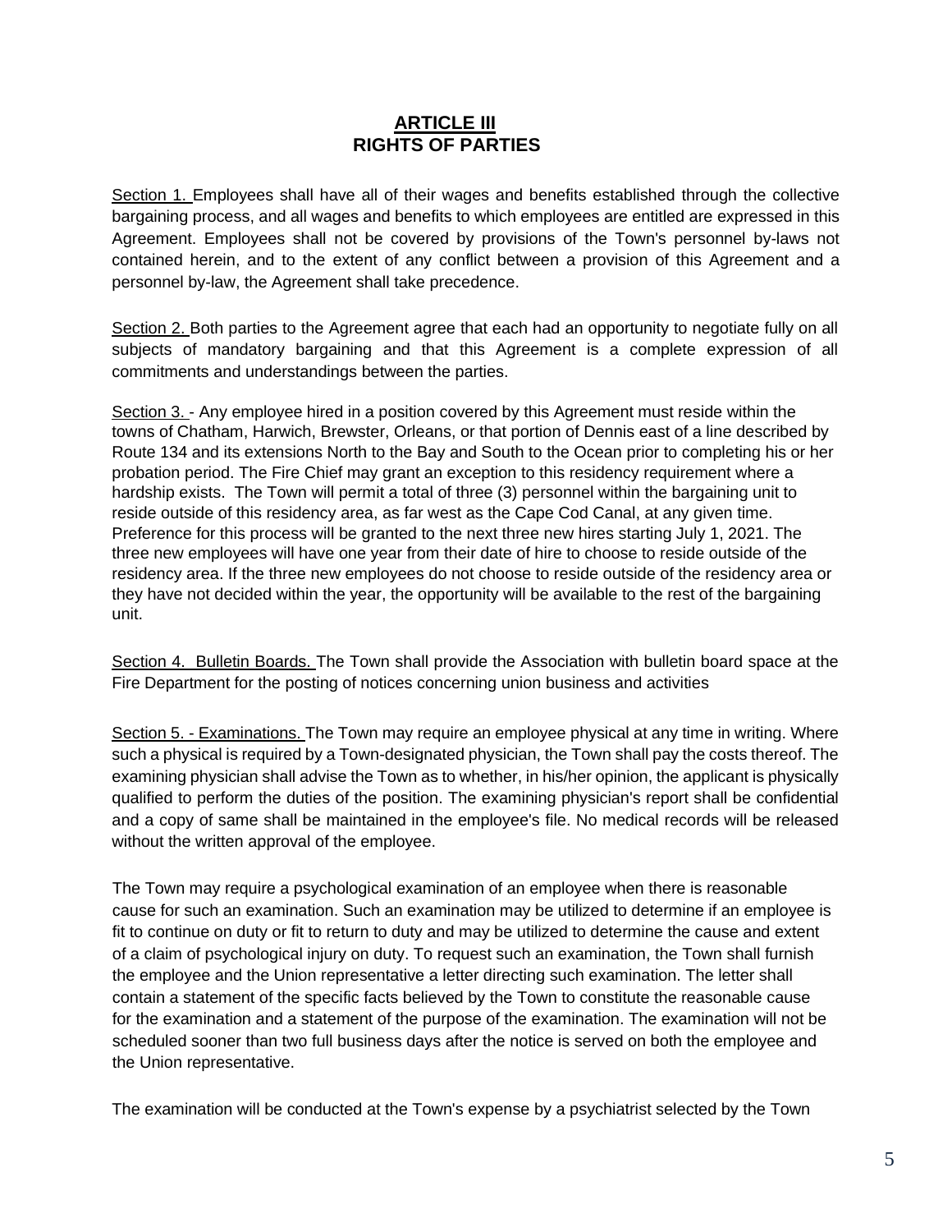# ARTICLE III
## RIGHTS OF PARTIES

<u>Section 1.</u> Employees shall have all of their wages and benefits established through the collective bargaining process, and all wages and benefits to which employees are entitled are expressed in this Agreement. Employees shall not be covered by provisions of the Town's personnel by-laws not contained herein, and to the extent of any conflict between a provision of this Agreement and a personnel by-law, the Agreement shall take precedence.

<u>Section 2.</u> Both parties to the Agreement agree that each had an opportunity to negotiate fully on all subjects of mandatory bargaining and that this Agreement is a complete expression of all commitments and understandings between the parties.

<u>Section 3.</u> - Any employee hired in a position covered by this Agreement must reside within the towns of Chatham, Harwich, Brewster, Orleans, or that portion of Dennis east of a line described by Route 134 and its extensions North to the Bay and South to the Ocean prior to completing his or her probation period. The Fire Chief may grant an exception to this residency requirement where a hardship exists. The Town will permit a total of three (3) personnel within the bargaining unit to reside outside of this residency area, as far west as the Cape Cod Canal, at any given time. Preference for this process will be granted to the next three new hires starting July 1, 2021. The three new employees will have one year from their date of hire to choose to reside outside of the residency area. If the three new employees do not choose to reside outside of the residency area or they have not decided within the year, the opportunity will be available to the rest of the bargaining unit.

<u>Section 4. Bulletin Boards.</u> The Town shall provide the Association with bulletin board space at the Fire Department for the posting of notices concerning union business and activities

<u>Section 5. - Examinations.</u> The Town may require an employee physical at any time in writing. Where such a physical is required by a Town-designated physician, the Town shall pay the costs thereof. The examining physician shall advise the Town as to whether, in his/her opinion, the applicant is physically qualified to perform the duties of the position. The examining physician's report shall be confidential and a copy of same shall be maintained in the employee's file. No medical records will be released without the written approval of the employee.

The Town may require a psychological examination of an employee when there is reasonable cause for such an examination. Such an examination may be utilized to determine if an employee is fit to continue on duty or fit to return to duty and may be utilized to determine the cause and extent of a claim of psychological injury on duty. To request such an examination, the Town shall furnish the employee and the Union representative a letter directing such examination. The letter shall contain a statement of the specific facts believed by the Town to constitute the reasonable cause for the examination and a statement of the purpose of the examination. The examination will not be scheduled sooner than two full business days after the notice is served on both the employee and the Union representative.

The examination will be conducted at the Town's expense by a psychiatrist selected by the Town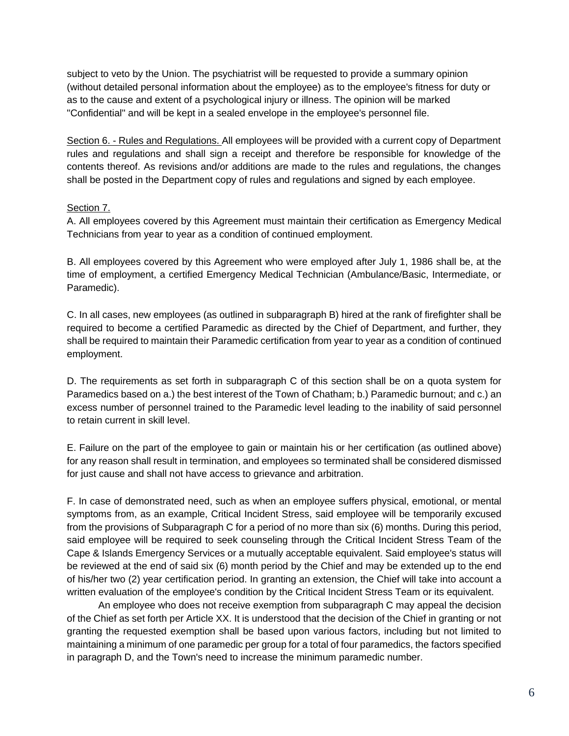subject to veto by the Union. The psychiatrist will be requested to provide a summary opinion (without detailed personal information about the employee) as to the employee's fitness for duty or as to the cause and extent of a psychological injury or illness. The opinion will be marked "Confidential" and will be kept in a sealed envelope in the employee's personnel file.

Section 6. - Rules and Regulations. All employees will be provided with a current copy of Department rules and regulations and shall sign a receipt and therefore be responsible for knowledge of the contents thereof. As revisions and/or additions are made to the rules and regulations, the changes shall be posted in the Department copy of rules and regulations and signed by each employee.

Section 7.

A. All employees covered by this Agreement must maintain their certification as Emergency Medical Technicians from year to year as a condition of continued employment.

B. All employees covered by this Agreement who were employed after July 1, 1986 shall be, at the time of employment, a certified Emergency Medical Technician (Ambulance/Basic, Intermediate, or Paramedic).

C. In all cases, new employees (as outlined in subparagraph B) hired at the rank of firefighter shall be required to become a certified Paramedic as directed by the Chief of Department, and further, they shall be required to maintain their Paramedic certification from year to year as a condition of continued employment.

D. The requirements as set forth in subparagraph C of this section shall be on a quota system for Paramedics based on a.) the best interest of the Town of Chatham; b.) Paramedic burnout; and c.) an excess number of personnel trained to the Paramedic level leading to the inability of said personnel to retain current in skill level.

E. Failure on the part of the employee to gain or maintain his or her certification (as outlined above) for any reason shall result in termination, and employees so terminated shall be considered dismissed for just cause and shall not have access to grievance and arbitration.

F. In case of demonstrated need, such as when an employee suffers physical, emotional, or mental symptoms from, as an example, Critical Incident Stress, said employee will be temporarily excused from the provisions of Subparagraph C for a period of no more than six (6) months. During this period, said employee will be required to seek counseling through the Critical Incident Stress Team of the Cape & Islands Emergency Services or a mutually acceptable equivalent. Said employee's status will be reviewed at the end of said six (6) month period by the Chief and may be extended up to the end of his/her two (2) year certification period. In granting an extension, the Chief will take into account a written evaluation of the employee's condition by the Critical Incident Stress Team or its equivalent.

An employee who does not receive exemption from subparagraph C may appeal the decision of the Chief as set forth per Article XX. It is understood that the decision of the Chief in granting or not granting the requested exemption shall be based upon various factors, including but not limited to maintaining a minimum of one paramedic per group for a total of four paramedics, the factors specified in paragraph D, and the Town's need to increase the minimum paramedic number.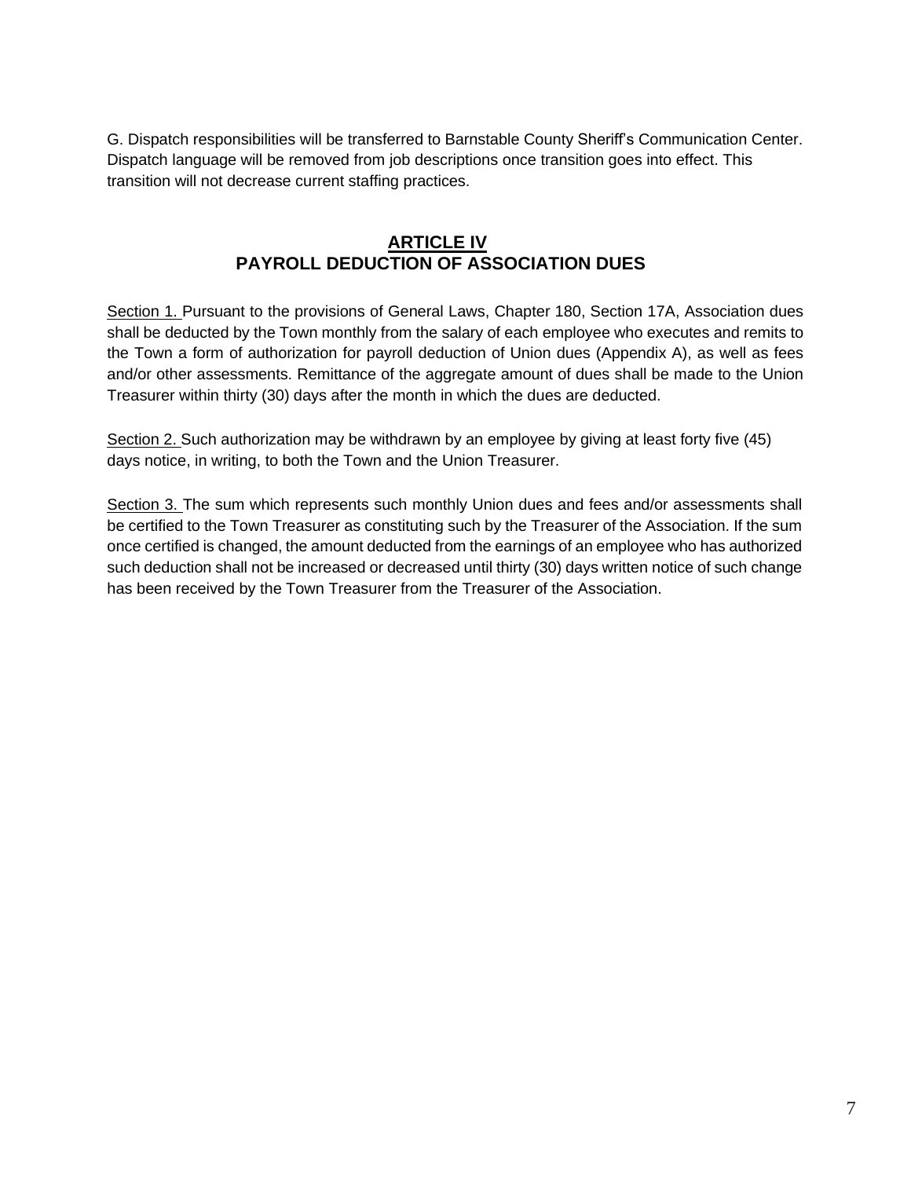G. Dispatch responsibilities will be transferred to Barnstable County Sheriff's Communication Center. Dispatch language will be removed from job descriptions once transition goes into effect. This transition will not decrease current staffing practices.

## ARTICLE IV
## PAYROLL DEDUCTION OF ASSOCIATION DUES

Section 1. Pursuant to the provisions of General Laws, Chapter 180, Section 17A, Association dues shall be deducted by the Town monthly from the salary of each employee who executes and remits to the Town a form of authorization for payroll deduction of Union dues (Appendix A), as well as fees and/or other assessments. Remittance of the aggregate amount of dues shall be made to the Union Treasurer within thirty (30) days after the month in which the dues are deducted.

Section 2. Such authorization may be withdrawn by an employee by giving at least forty five (45) days notice, in writing, to both the Town and the Union Treasurer.

Section 3. The sum which represents such monthly Union dues and fees and/or assessments shall be certified to the Town Treasurer as constituting such by the Treasurer of the Association. If the sum once certified is changed, the amount deducted from the earnings of an employee who has authorized such deduction shall not be increased or decreased until thirty (30) days written notice of such change has been received by the Town Treasurer from the Treasurer of the Association.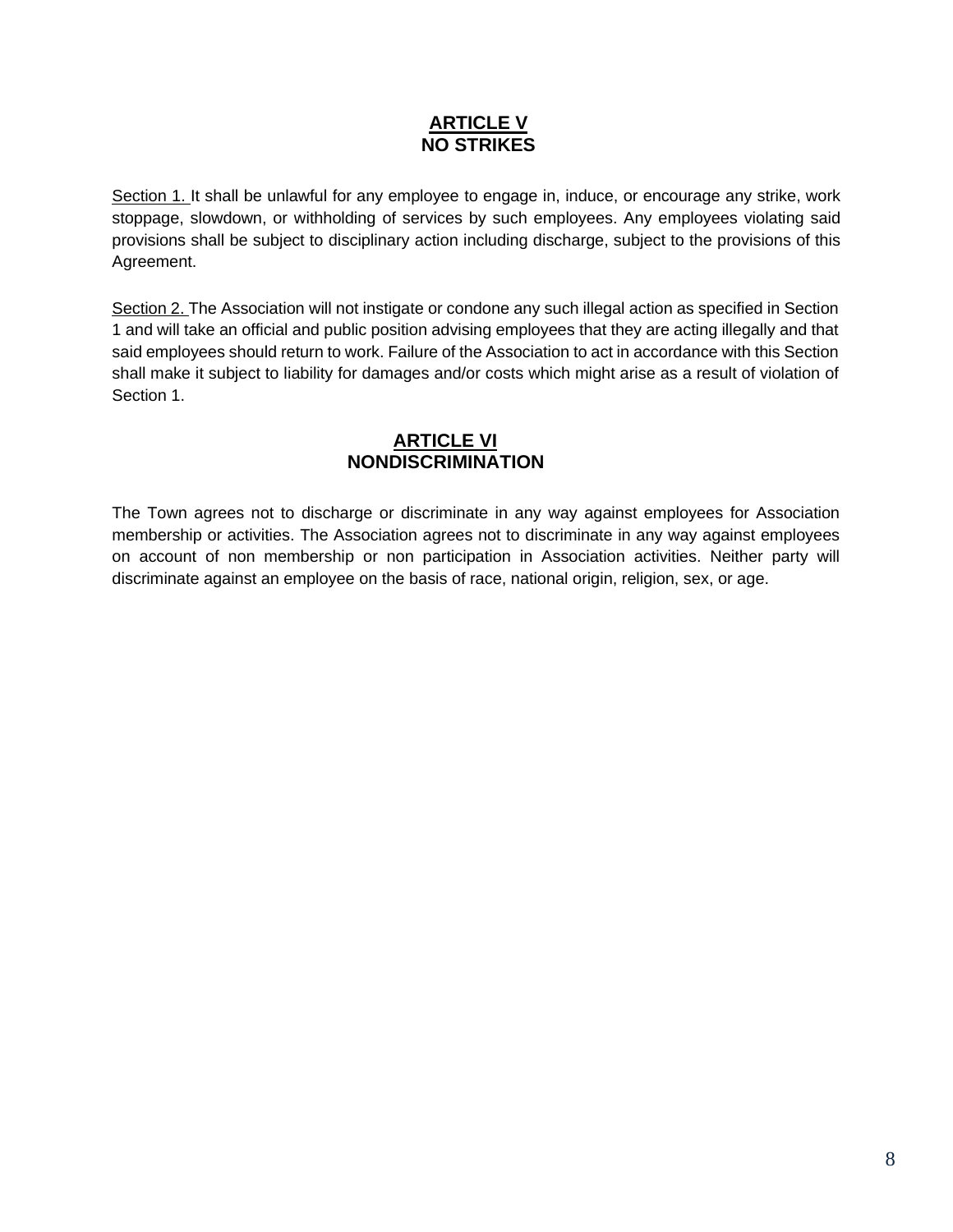## ARTICLE V
## NO STRIKES

Section 1. It shall be unlawful for any employee to engage in, induce, or encourage any strike, work stoppage, slowdown, or withholding of services by such employees. Any employees violating said provisions shall be subject to disciplinary action including discharge, subject to the provisions of this Agreement.

Section 2. The Association will not instigate or condone any such illegal action as specified in Section 1 and will take an official and public position advising employees that they are acting illegally and that said employees should return to work. Failure of the Association to act in accordance with this Section shall make it subject to liability for damages and/or costs which might arise as a result of violation of Section 1.

## ARTICLE VI
## NONDISCRIMINATION

The Town agrees not to discharge or discriminate in any way against employees for Association membership or activities. The Association agrees not to discriminate in any way against employees on account of non membership or non participation in Association activities. Neither party will discriminate against an employee on the basis of race, national origin, religion, sex, or age.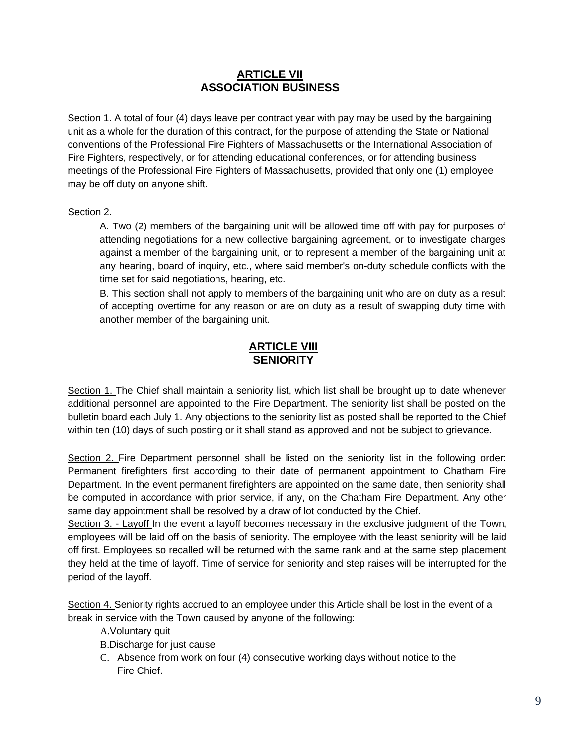## ARTICLE VII
## ASSOCIATION BUSINESS

Section 1. A total of four (4) days leave per contract year with pay may be used by the bargaining unit as a whole for the duration of this contract, for the purpose of attending the State or National conventions of the Professional Fire Fighters of Massachusetts or the International Association of Fire Fighters, respectively, or for attending educational conferences, or for attending business meetings of the Professional Fire Fighters of Massachusetts, provided that only one (1) employee may be off duty on anyone shift.

Section 2.

A. Two (2) members of the bargaining unit will be allowed time off with pay for purposes of attending negotiations for a new collective bargaining agreement, or to investigate charges against a member of the bargaining unit, or to represent a member of the bargaining unit at any hearing, board of inquiry, etc., where said member's on-duty schedule conflicts with the time set for said negotiations, hearing, etc.

B. This section shall not apply to members of the bargaining unit who are on duty as a result of accepting overtime for any reason or are on duty as a result of swapping duty time with another member of the bargaining unit.

## ARTICLE VIII
## SENIORITY

Section 1. The Chief shall maintain a seniority list, which list shall be brought up to date whenever additional personnel are appointed to the Fire Department. The seniority list shall be posted on the bulletin board each July 1. Any objections to the seniority list as posted shall be reported to the Chief within ten (10) days of such posting or it shall stand as approved and not be subject to grievance.

Section 2. Fire Department personnel shall be listed on the seniority list in the following order: Permanent firefighters first according to their date of permanent appointment to Chatham Fire Department. In the event permanent firefighters are appointed on the same date, then seniority shall be computed in accordance with prior service, if any, on the Chatham Fire Department. Any other same day appointment shall be resolved by a draw of lot conducted by the Chief.

Section 3. - Layoff In the event a layoff becomes necessary in the exclusive judgment of the Town, employees will be laid off on the basis of seniority. The employee with the least seniority will be laid off first. Employees so recalled will be returned with the same rank and at the same step placement they held at the time of layoff. Time of service for seniority and step raises will be interrupted for the period of the layoff.

Section 4. Seniority rights accrued to an employee under this Article shall be lost in the event of a break in service with the Town caused by anyone of the following:

A. Voluntary quit

B. Discharge for just cause

C. Absence from work on four (4) consecutive working days without notice to the Fire Chief.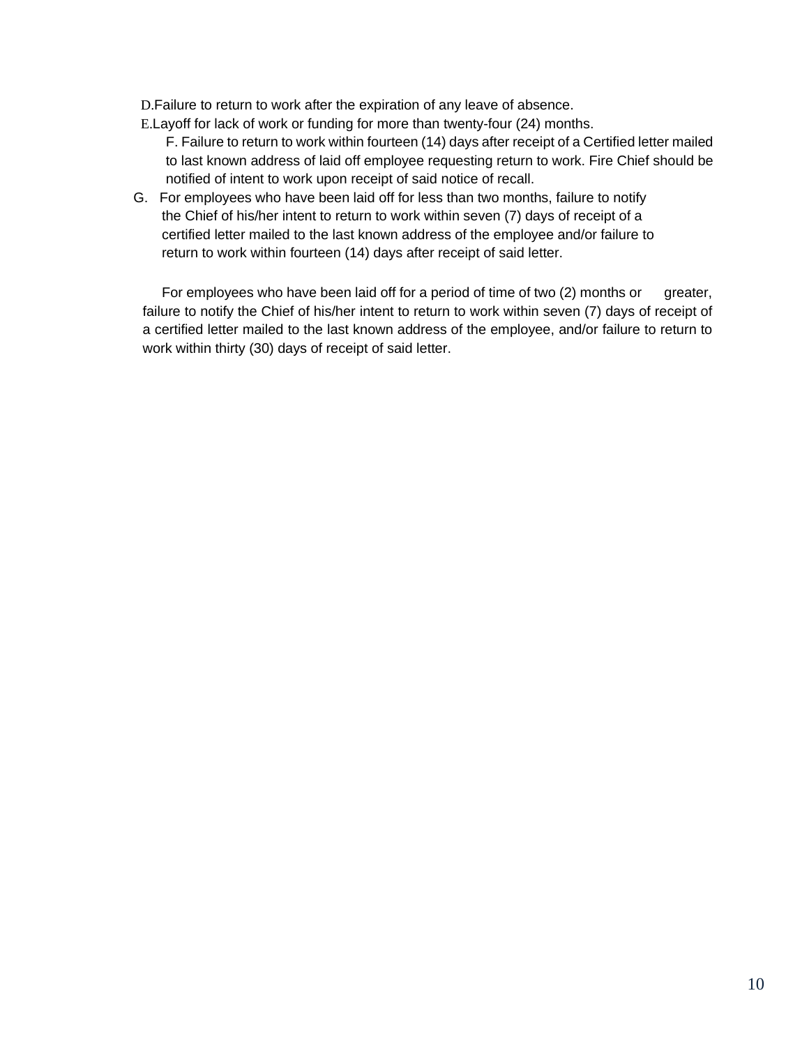D. Failure to return to work after the expiration of any leave of absence.

E. Layoff for lack of work or funding for more than twenty-four (24) months.

F. Failure to return to work within fourteen (14) days after receipt of a Certified letter mailed to last known address of laid off employee requesting return to work. Fire Chief should be notified of intent to work upon receipt of said notice of recall.

G. For employees who have been laid off for less than two months, failure to notify the Chief of his/her intent to return to work within seven (7) days of receipt of a certified letter mailed to the last known address of the employee and/or failure to return to work within fourteen (14) days after receipt of said letter.

For employees who have been laid off for a period of time of two (2) months or greater, failure to notify the Chief of his/her intent to return to work within seven (7) days of receipt of a certified letter mailed to the last known address of the employee, and/or failure to return to work within thirty (30) days of receipt of said letter.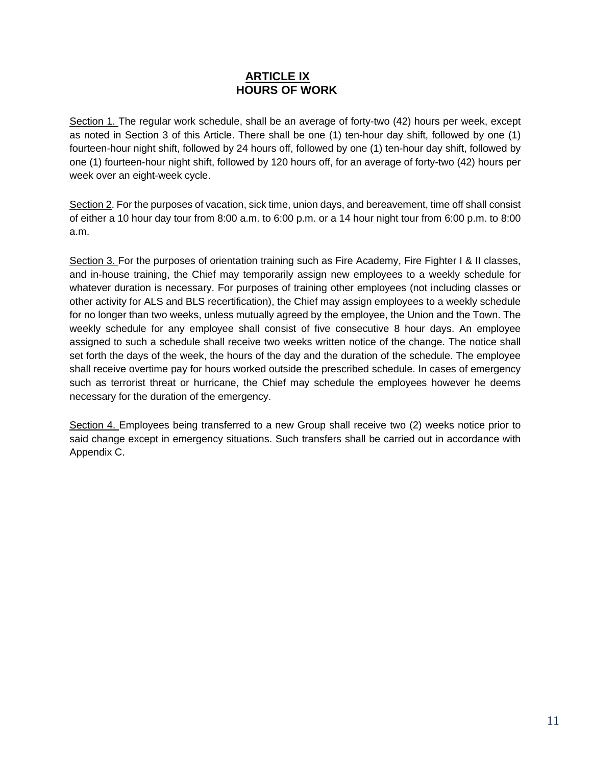# ARTICLE IX
## HOURS OF WORK

Section 1. The regular work schedule, shall be an average of forty-two (42) hours per week, except as noted in Section 3 of this Article. There shall be one (1) ten-hour day shift, followed by one (1) fourteen-hour night shift, followed by 24 hours off, followed by one (1) ten-hour day shift, followed by one (1) fourteen-hour night shift, followed by 120 hours off, for an average of forty-two (42) hours per week over an eight-week cycle.

Section 2. For the purposes of vacation, sick time, union days, and bereavement, time off shall consist of either a 10 hour day tour from 8:00 a.m. to 6:00 p.m. or a 14 hour night tour from 6:00 p.m. to 8:00 a.m.

Section 3. For the purposes of orientation training such as Fire Academy, Fire Fighter I & II classes, and in-house training, the Chief may temporarily assign new employees to a weekly schedule for whatever duration is necessary. For purposes of training other employees (not including classes or other activity for ALS and BLS recertification), the Chief may assign employees to a weekly schedule for no longer than two weeks, unless mutually agreed by the employee, the Union and the Town. The weekly schedule for any employee shall consist of five consecutive 8 hour days. An employee assigned to such a schedule shall receive two weeks written notice of the change. The notice shall set forth the days of the week, the hours of the day and the duration of the schedule. The employee shall receive overtime pay for hours worked outside the prescribed schedule. In cases of emergency such as terrorist threat or hurricane, the Chief may schedule the employees however he deems necessary for the duration of the emergency.

Section 4. Employees being transferred to a new Group shall receive two (2) weeks notice prior to said change except in emergency situations. Such transfers shall be carried out in accordance with Appendix C.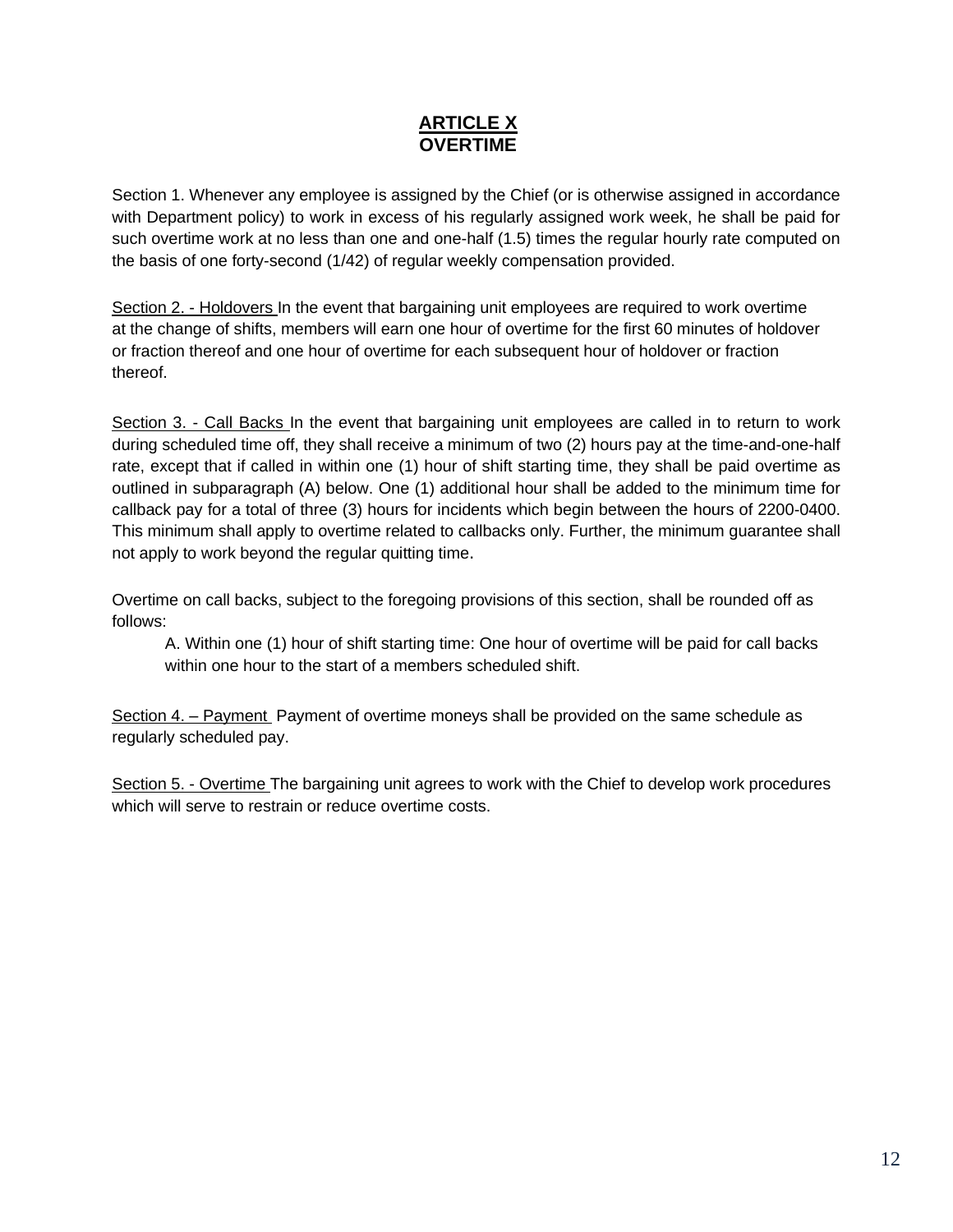# ARTICLE X
# OVERTIME

Section 1. Whenever any employee is assigned by the Chief (or is otherwise assigned in accordance with Department policy) to work in excess of his regularly assigned work week, he shall be paid for such overtime work at no less than one and one-half (1.5) times the regular hourly rate computed on the basis of one forty-second (1/42) of regular weekly compensation provided.

Section 2. - Holdovers In the event that bargaining unit employees are required to work overtime at the change of shifts, members will earn one hour of overtime for the first 60 minutes of holdover or fraction thereof and one hour of overtime for each subsequent hour of holdover or fraction thereof.

Section 3. - Call Backs In the event that bargaining unit employees are called in to return to work during scheduled time off, they shall receive a minimum of two (2) hours pay at the time-and-one-half rate, except that if called in within one (1) hour of shift starting time, they shall be paid overtime as outlined in subparagraph (A) below. One (1) additional hour shall be added to the minimum time for callback pay for a total of three (3) hours for incidents which begin between the hours of 2200-0400. This minimum shall apply to overtime related to callbacks only. Further, the minimum guarantee shall not apply to work beyond the regular quitting time.

Overtime on call backs, subject to the foregoing provisions of this section, shall be rounded off as follows:

A. Within one (1) hour of shift starting time: One hour of overtime will be paid for call backs within one hour to the start of a members scheduled shift.

Section 4. – Payment Payment of overtime moneys shall be provided on the same schedule as regularly scheduled pay.

Section 5. - Overtime The bargaining unit agrees to work with the Chief to develop work procedures which will serve to restrain or reduce overtime costs.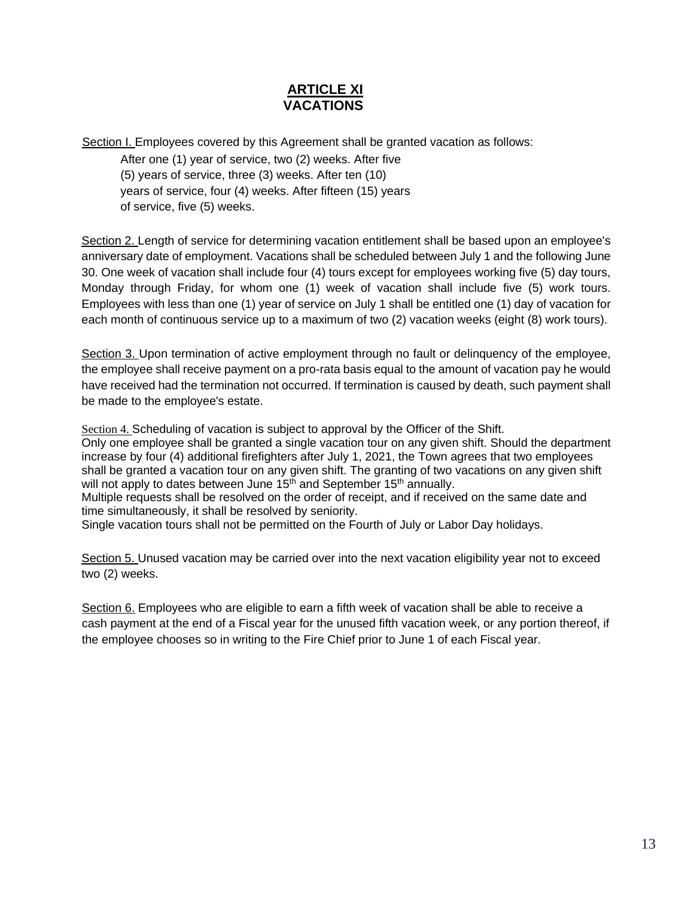# ARTICLE XI
# VACATIONS

Section I. Employees covered by this Agreement shall be granted vacation as follows:

After one (1) year of service, two (2) weeks. After five (5) years of service, three (3) weeks. After ten (10) years of service, four (4) weeks. After fifteen (15) years of service, five (5) weeks.

Section 2. Length of service for determining vacation entitlement shall be based upon an employee's anniversary date of employment. Vacations shall be scheduled between July 1 and the following June 30. One week of vacation shall include four (4) tours except for employees working five (5) day tours, Monday through Friday, for whom one (1) week of vacation shall include five (5) work tours. Employees with less than one (1) year of service on July 1 shall be entitled one (1) day of vacation for each month of continuous service up to a maximum of two (2) vacation weeks (eight (8) work tours).

Section 3. Upon termination of active employment through no fault or delinquency of the employee, the employee shall receive payment on a pro-rata basis equal to the amount of vacation pay he would have received had the termination not occurred. If termination is caused by death, such payment shall be made to the employee's estate.

Section 4. Scheduling of vacation is subject to approval by the Officer of the Shift.
Only one employee shall be granted a single vacation tour on any given shift. Should the department increase by four (4) additional firefighters after July 1, 2021, the Town agrees that two employees shall be granted a vacation tour on any given shift. The granting of two vacations on any given shift will not apply to dates between June 15th and September 15th annually.
Multiple requests shall be resolved on the order of receipt, and if received on the same date and time simultaneously, it shall be resolved by seniority.
Single vacation tours shall not be permitted on the Fourth of July or Labor Day holidays.

Section 5. Unused vacation may be carried over into the next vacation eligibility year not to exceed two (2) weeks.

Section 6. Employees who are eligible to earn a fifth week of vacation shall be able to receive a cash payment at the end of a Fiscal year for the unused fifth vacation week, or any portion thereof, if the employee chooses so in writing to the Fire Chief prior to June 1 of each Fiscal year.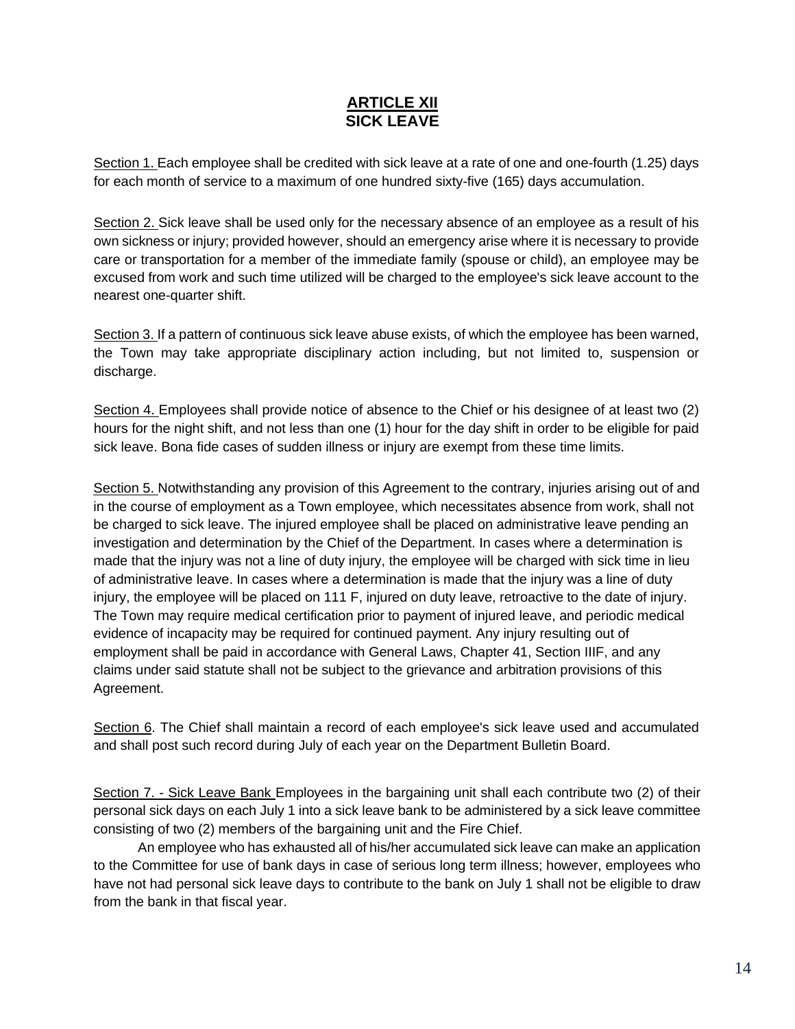# ARTICLE XII
# SICK LEAVE

Section 1. Each employee shall be credited with sick leave at a rate of one and one-fourth (1.25) days for each month of service to a maximum of one hundred sixty-five (165) days accumulation.

Section 2. Sick leave shall be used only for the necessary absence of an employee as a result of his own sickness or injury; provided however, should an emergency arise where it is necessary to provide care or transportation for a member of the immediate family (spouse or child), an employee may be excused from work and such time utilized will be charged to the employee's sick leave account to the nearest one-quarter shift.

Section 3. If a pattern of continuous sick leave abuse exists, of which the employee has been warned, the Town may take appropriate disciplinary action including, but not limited to, suspension or discharge.

Section 4. Employees shall provide notice of absence to the Chief or his designee of at least two (2) hours for the night shift, and not less than one (1) hour for the day shift in order to be eligible for paid sick leave. Bona fide cases of sudden illness or injury are exempt from these time limits.

Section 5. Notwithstanding any provision of this Agreement to the contrary, injuries arising out of and in the course of employment as a Town employee, which necessitates absence from work, shall not be charged to sick leave. The injured employee shall be placed on administrative leave pending an investigation and determination by the Chief of the Department. In cases where a determination is made that the injury was not a line of duty injury, the employee will be charged with sick time in lieu of administrative leave. In cases where a determination is made that the injury was a line of duty injury, the employee will be placed on 111 F, injured on duty leave, retroactive to the date of injury. The Town may require medical certification prior to payment of injured leave, and periodic medical evidence of incapacity may be required for continued payment. Any injury resulting out of employment shall be paid in accordance with General Laws, Chapter 41, Section IIIF, and any claims under said statute shall not be subject to the grievance and arbitration provisions of this Agreement.

Section 6. The Chief shall maintain a record of each employee's sick leave used and accumulated and shall post such record during July of each year on the Department Bulletin Board.

Section 7. - Sick Leave Bank Employees in the bargaining unit shall each contribute two (2) of their personal sick days on each July 1 into a sick leave bank to be administered by a sick leave committee consisting of two (2) members of the bargaining unit and the Fire Chief.

An employee who has exhausted all of his/her accumulated sick leave can make an application to the Committee for use of bank days in case of serious long term illness; however, employees who have not had personal sick leave days to contribute to the bank on July 1 shall not be eligible to draw from the bank in that fiscal year.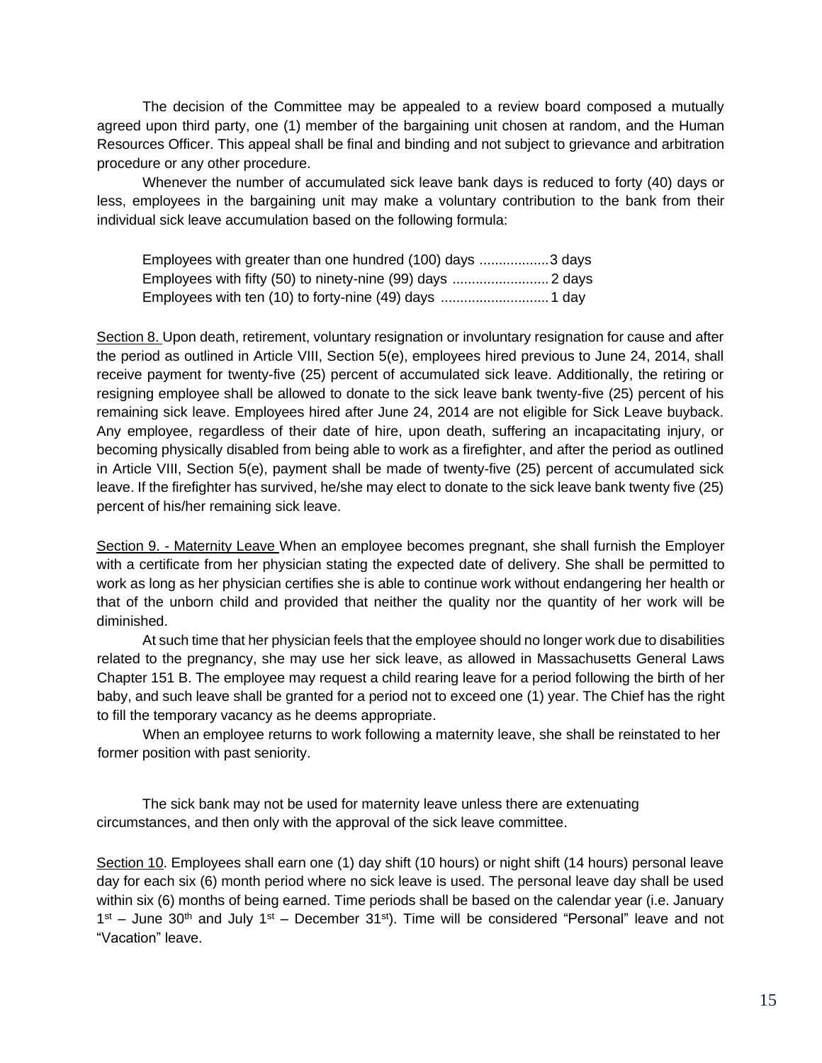The decision of the Committee may be appealed to a review board composed a mutually agreed upon third party, one (1) member of the bargaining unit chosen at random, and the Human Resources Officer. This appeal shall be final and binding and not subject to grievance and arbitration procedure or any other procedure.

Whenever the number of accumulated sick leave bank days is reduced to forty (40) days or less, employees in the bargaining unit may make a voluntary contribution to the bank from their individual sick leave accumulation based on the following formula:

Employees with greater than one hundred (100) days ..................3 days
Employees with fifty (50) to ninety-nine (99) days ......................... 2 days
Employees with ten (10) to forty-nine (49) days ........................... 1 day

<u>Section 8.</u> Upon death, retirement, voluntary resignation or involuntary resignation for cause and after the period as outlined in Article VIII, Section 5(e), employees hired previous to June 24, 2014, shall receive payment for twenty-five (25) percent of accumulated sick leave. Additionally, the retiring or resigning employee shall be allowed to donate to the sick leave bank twenty-five (25) percent of his remaining sick leave. Employees hired after June 24, 2014 are not eligible for Sick Leave buyback. Any employee, regardless of their date of hire, upon death, suffering an incapacitating injury, or becoming physically disabled from being able to work as a firefighter, and after the period as outlined in Article VIII, Section 5(e), payment shall be made of twenty-five (25) percent of accumulated sick leave. If the firefighter has survived, he/she may elect to donate to the sick leave bank twenty five (25) percent of his/her remaining sick leave.

<u>Section 9. - Maternity Leave</u> When an employee becomes pregnant, she shall furnish the Employer with a certificate from her physician stating the expected date of delivery. She shall be permitted to work as long as her physician certifies she is able to continue work without endangering her health or that of the unborn child and provided that neither the quality nor the quantity of her work will be diminished.

At such time that her physician feels that the employee should no longer work due to disabilities related to the pregnancy, she may use her sick leave, as allowed in Massachusetts General Laws Chapter 151 B. The employee may request a child rearing leave for a period following the birth of her baby, and such leave shall be granted for a period not to exceed one (1) year. The Chief has the right to fill the temporary vacancy as he deems appropriate.

When an employee returns to work following a maternity leave, she shall be reinstated to her former position with past seniority.

The sick bank may not be used for maternity leave unless there are extenuating circumstances, and then only with the approval of the sick leave committee.

<u>Section 10</u>. Employees shall earn one (1) day shift (10 hours) or night shift (14 hours) personal leave day for each six (6) month period where no sick leave is used. The personal leave day shall be used within six (6) months of being earned. Time periods shall be based on the calendar year (i.e. January 1st – June 30th and July 1st – December 31st). Time will be considered "Personal" leave and not "Vacation" leave.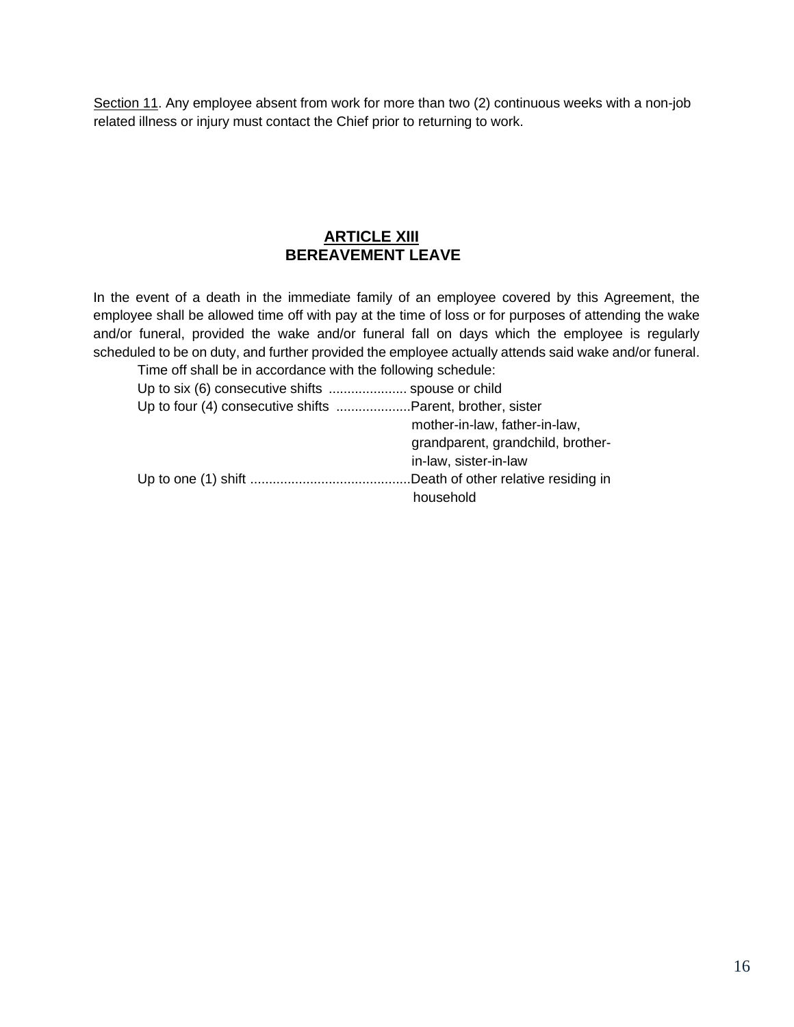<u>Section 11</u>. Any employee absent from work for more than two (2) continuous weeks with a non-job related illness or injury must contact the Chief prior to returning to work.

## ARTICLE XIII
## BEREAVEMENT LEAVE

In the event of a death in the immediate family of an employee covered by this Agreement, the employee shall be allowed time off with pay at the time of loss or for purposes of attending the wake and/or funeral, provided the wake and/or funeral fall on days which the employee is regularly scheduled to be on duty, and further provided the employee actually attends said wake and/or funeral.

Time off shall be in accordance with the following schedule:

| | |
|---|---|
| Up to six (6) consecutive shifts ..................... | spouse or child |
| Up to four (4) consecutive shifts .................... | Parent, brother, sister mother-in-law, father-in-law, grandparent, grandchild, brother-in-law, sister-in-law |
| Up to one (1) shift ........................................... | Death of other relative residing in household |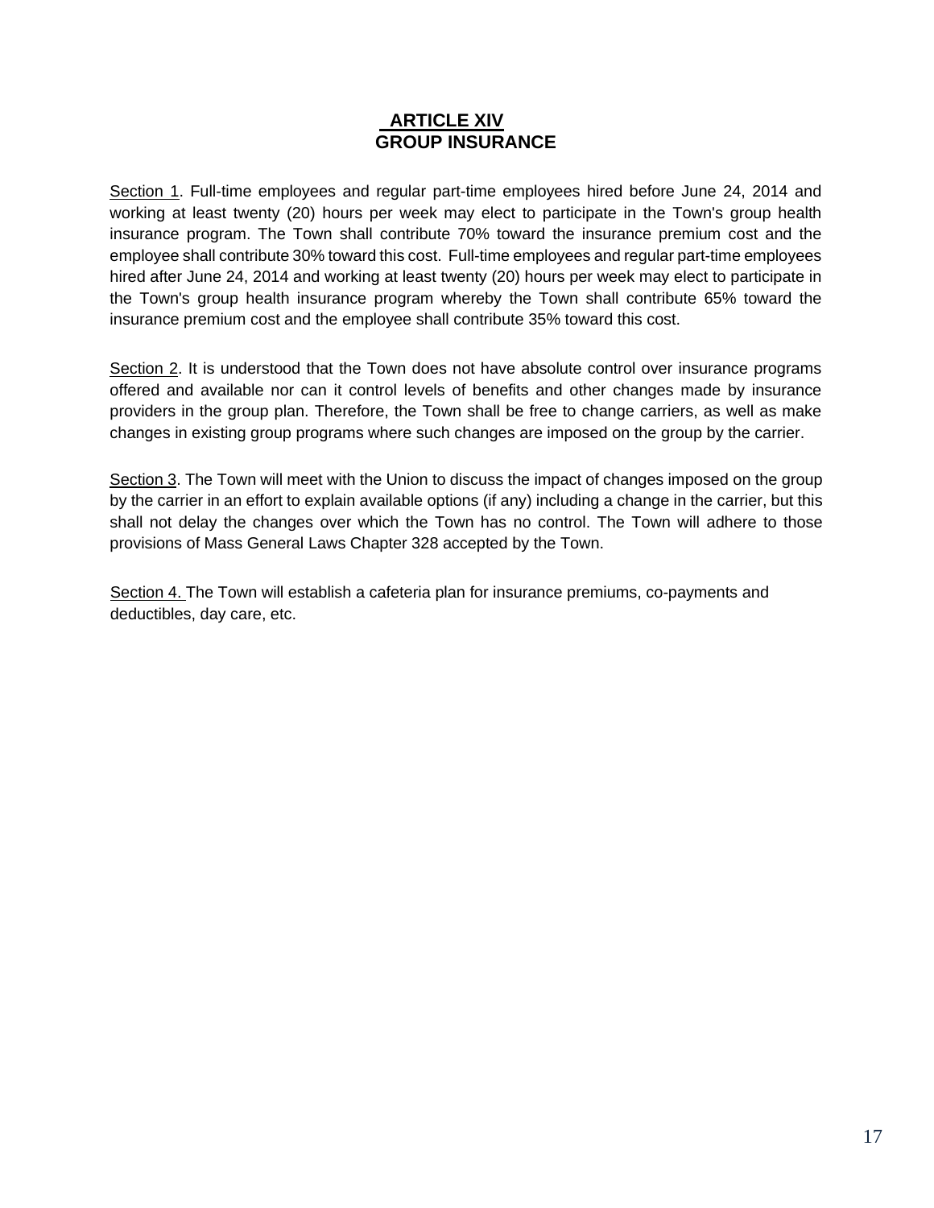## ARTICLE XIV
## GROUP INSURANCE

Section 1. Full-time employees and regular part-time employees hired before June 24, 2014 and working at least twenty (20) hours per week may elect to participate in the Town's group health insurance program. The Town shall contribute 70% toward the insurance premium cost and the employee shall contribute 30% toward this cost. Full-time employees and regular part-time employees hired after June 24, 2014 and working at least twenty (20) hours per week may elect to participate in the Town's group health insurance program whereby the Town shall contribute 65% toward the insurance premium cost and the employee shall contribute 35% toward this cost.

Section 2. It is understood that the Town does not have absolute control over insurance programs offered and available nor can it control levels of benefits and other changes made by insurance providers in the group plan. Therefore, the Town shall be free to change carriers, as well as make changes in existing group programs where such changes are imposed on the group by the carrier.

Section 3. The Town will meet with the Union to discuss the impact of changes imposed on the group by the carrier in an effort to explain available options (if any) including a change in the carrier, but this shall not delay the changes over which the Town has no control. The Town will adhere to those provisions of Mass General Laws Chapter 328 accepted by the Town.

Section 4. The Town will establish a cafeteria plan for insurance premiums, co-payments and deductibles, day care, etc.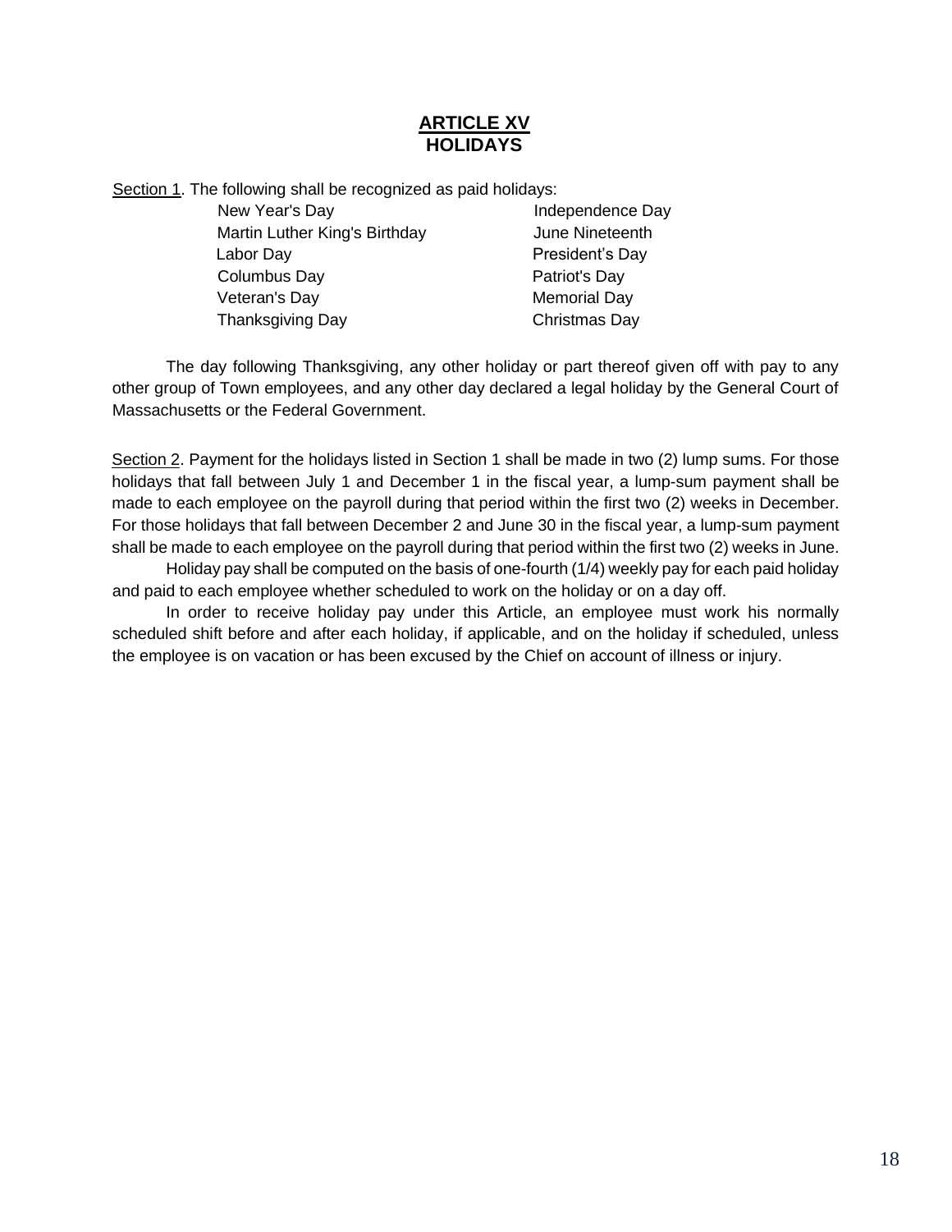# ARTICLE XV
# HOLIDAYS

Section 1. The following shall be recognized as paid holidays:

| | |
|---|---|
| New Year's Day | Independence Day |
| Martin Luther King's Birthday | June Nineteenth |
| Labor Day | President's Day |
| Columbus Day | Patriot's Day |
| Veteran's Day | Memorial Day |
| Thanksgiving Day | Christmas Day |

The day following Thanksgiving, any other holiday or part thereof given off with pay to any other group of Town employees, and any other day declared a legal holiday by the General Court of Massachusetts or the Federal Government.

Section 2. Payment for the holidays listed in Section 1 shall be made in two (2) lump sums. For those holidays that fall between July 1 and December 1 in the fiscal year, a lump-sum payment shall be made to each employee on the payroll during that period within the first two (2) weeks in December. For those holidays that fall between December 2 and June 30 in the fiscal year, a lump-sum payment shall be made to each employee on the payroll during that period within the first two (2) weeks in June.

Holiday pay shall be computed on the basis of one-fourth (1/4) weekly pay for each paid holiday and paid to each employee whether scheduled to work on the holiday or on a day off.

In order to receive holiday pay under this Article, an employee must work his normally scheduled shift before and after each holiday, if applicable, and on the holiday if scheduled, unless the employee is on vacation or has been excused by the Chief on account of illness or injury.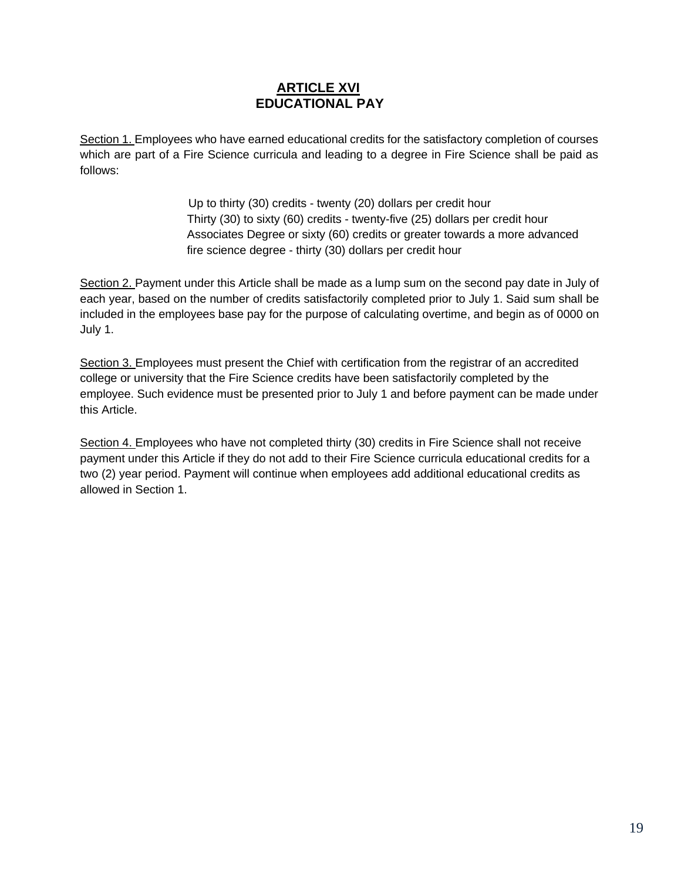# ARTICLE XVI
# EDUCATIONAL PAY

Section 1. Employees who have earned educational credits for the satisfactory completion of courses which are part of a Fire Science curricula and leading to a degree in Fire Science shall be paid as follows:

> Up to thirty (30) credits - twenty (20) dollars per credit hour
> Thirty (30) to sixty (60) credits - twenty-five (25) dollars per credit hour
> Associates Degree or sixty (60) credits or greater towards a more advanced fire science degree - thirty (30) dollars per credit hour

Section 2. Payment under this Article shall be made as a lump sum on the second pay date in July of each year, based on the number of credits satisfactorily completed prior to July 1. Said sum shall be included in the employees base pay for the purpose of calculating overtime, and begin as of 0000 on July 1.

Section 3. Employees must present the Chief with certification from the registrar of an accredited college or university that the Fire Science credits have been satisfactorily completed by the employee. Such evidence must be presented prior to July 1 and before payment can be made under this Article.

Section 4. Employees who have not completed thirty (30) credits in Fire Science shall not receive payment under this Article if they do not add to their Fire Science curricula educational credits for a two (2) year period. Payment will continue when employees add additional educational credits as allowed in Section 1.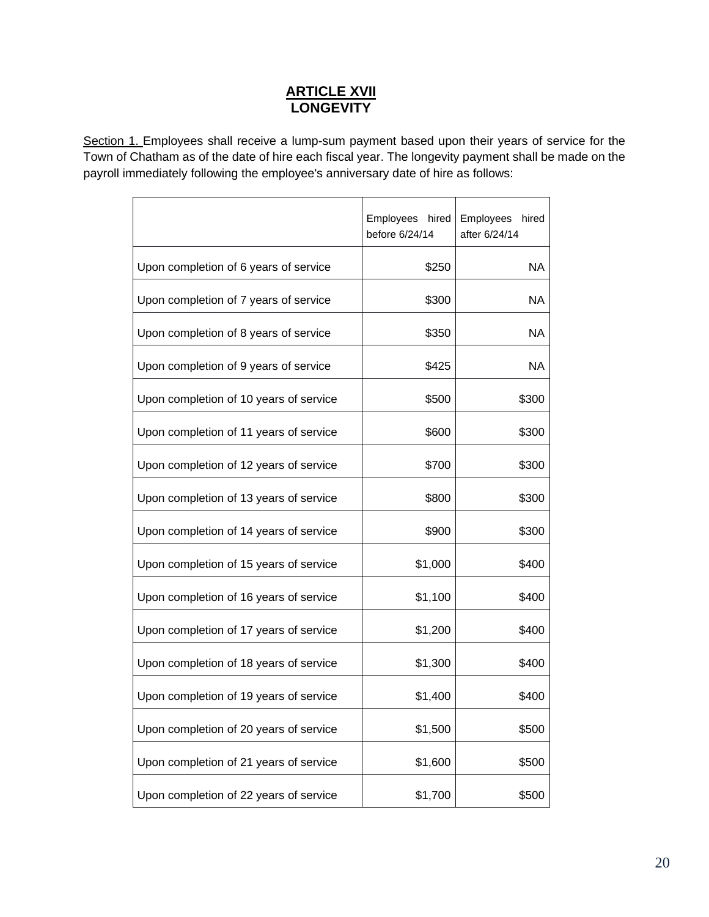# ARTICLE XVII
# LONGEVITY

Section 1. Employees shall receive a lump-sum payment based upon their years of service for the Town of Chatham as of the date of hire each fiscal year. The longevity payment shall be made on the payroll immediately following the employee's anniversary date of hire as follows:

| | Employees hired before 6/24/14 | Employees hired after 6/24/14 |
|---|---:|---:|
| Upon completion of 6 years of service | $250 | NA |
| Upon completion of 7 years of service | $300 | NA |
| Upon completion of 8 years of service | $350 | NA |
| Upon completion of 9 years of service | $425 | NA |
| Upon completion of 10 years of service | $500 | $300 |
| Upon completion of 11 years of service | $600 | $300 |
| Upon completion of 12 years of service | $700 | $300 |
| Upon completion of 13 years of service | $800 | $300 |
| Upon completion of 14 years of service | $900 | $300 |
| Upon completion of 15 years of service | $1,000 | $400 |
| Upon completion of 16 years of service | $1,100 | $400 |
| Upon completion of 17 years of service | $1,200 | $400 |
| Upon completion of 18 years of service | $1,300 | $400 |
| Upon completion of 19 years of service | $1,400 | $400 |
| Upon completion of 20 years of service | $1,500 | $500 |
| Upon completion of 21 years of service | $1,600 | $500 |
| Upon completion of 22 years of service | $1,700 | $500 |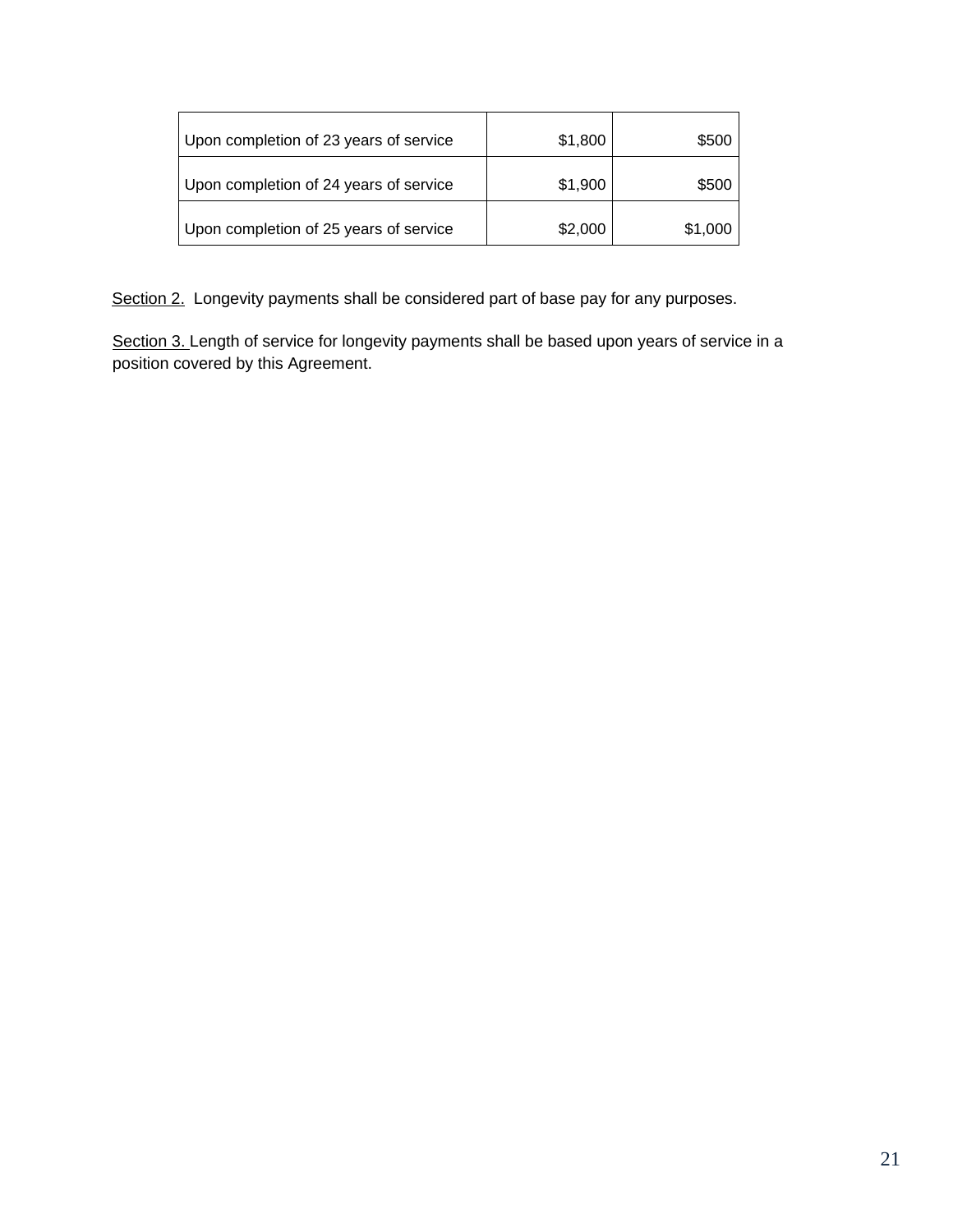| | | |
|---|---|---|
| Upon completion of 23 years of service | $1,800 | $500 |
| Upon completion of 24 years of service | $1,900 | $500 |
| Upon completion of 25 years of service | $2,000 | $1,000 |

Section 2. Longevity payments shall be considered part of base pay for any purposes.

Section 3. Length of service for longevity payments shall be based upon years of service in a position covered by this Agreement.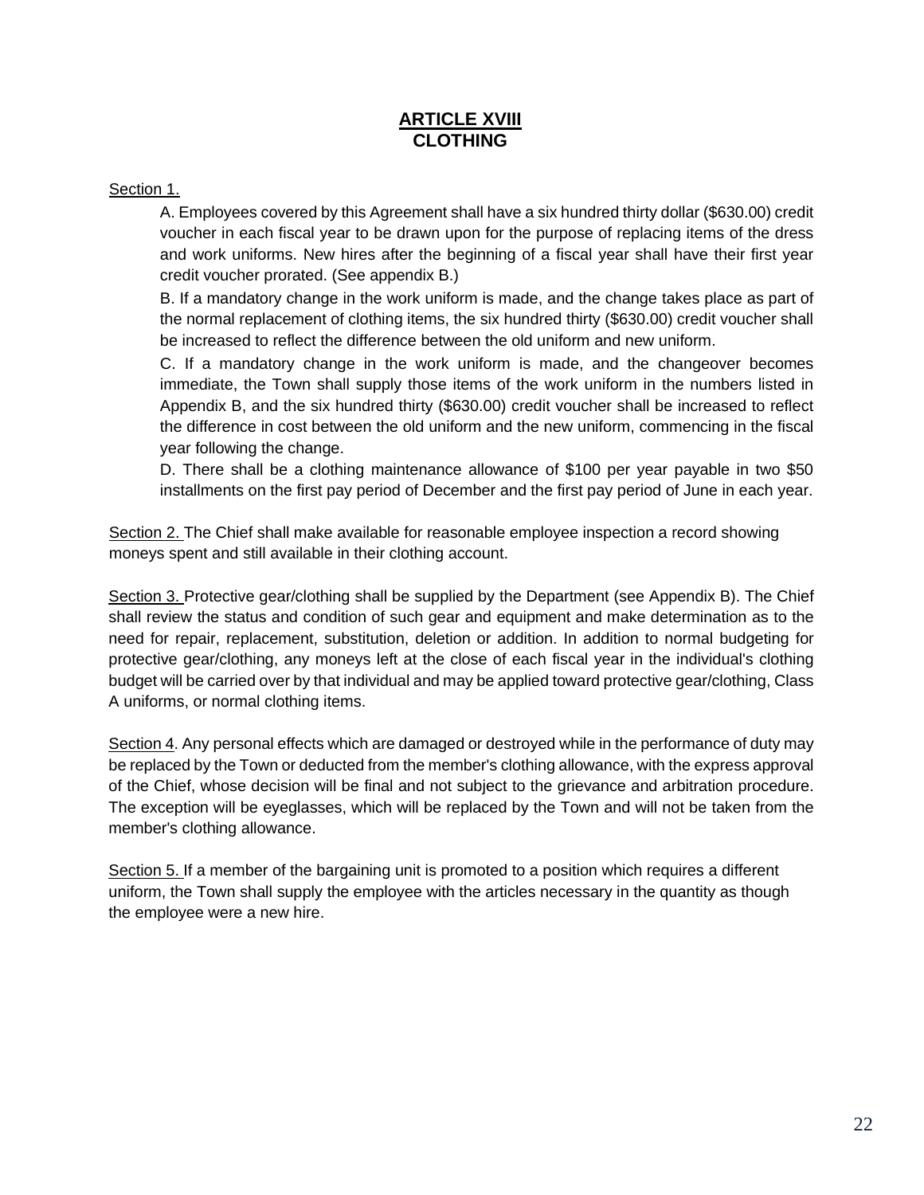# ARTICLE XVIII
## CLOTHING

Section 1.

A. Employees covered by this Agreement shall have a six hundred thirty dollar ($630.00) credit voucher in each fiscal year to be drawn upon for the purpose of replacing items of the dress and work uniforms. New hires after the beginning of a fiscal year shall have their first year credit voucher prorated. (See appendix B.)

B. If a mandatory change in the work uniform is made, and the change takes place as part of the normal replacement of clothing items, the six hundred thirty ($630.00) credit voucher shall be increased to reflect the difference between the old uniform and new uniform.

C. If a mandatory change in the work uniform is made, and the changeover becomes immediate, the Town shall supply those items of the work uniform in the numbers listed in Appendix B, and the six hundred thirty ($630.00) credit voucher shall be increased to reflect the difference in cost between the old uniform and the new uniform, commencing in the fiscal year following the change.

D. There shall be a clothing maintenance allowance of $100 per year payable in two $50 installments on the first pay period of December and the first pay period of June in each year.

Section 2. The Chief shall make available for reasonable employee inspection a record showing moneys spent and still available in their clothing account.

Section 3. Protective gear/clothing shall be supplied by the Department (see Appendix B). The Chief shall review the status and condition of such gear and equipment and make determination as to the need for repair, replacement, substitution, deletion or addition. In addition to normal budgeting for protective gear/clothing, any moneys left at the close of each fiscal year in the individual's clothing budget will be carried over by that individual and may be applied toward protective gear/clothing, Class A uniforms, or normal clothing items.

Section 4. Any personal effects which are damaged or destroyed while in the performance of duty may be replaced by the Town or deducted from the member's clothing allowance, with the express approval of the Chief, whose decision will be final and not subject to the grievance and arbitration procedure. The exception will be eyeglasses, which will be replaced by the Town and will not be taken from the member's clothing allowance.

Section 5. If a member of the bargaining unit is promoted to a position which requires a different uniform, the Town shall supply the employee with the articles necessary in the quantity as though the employee were a new hire.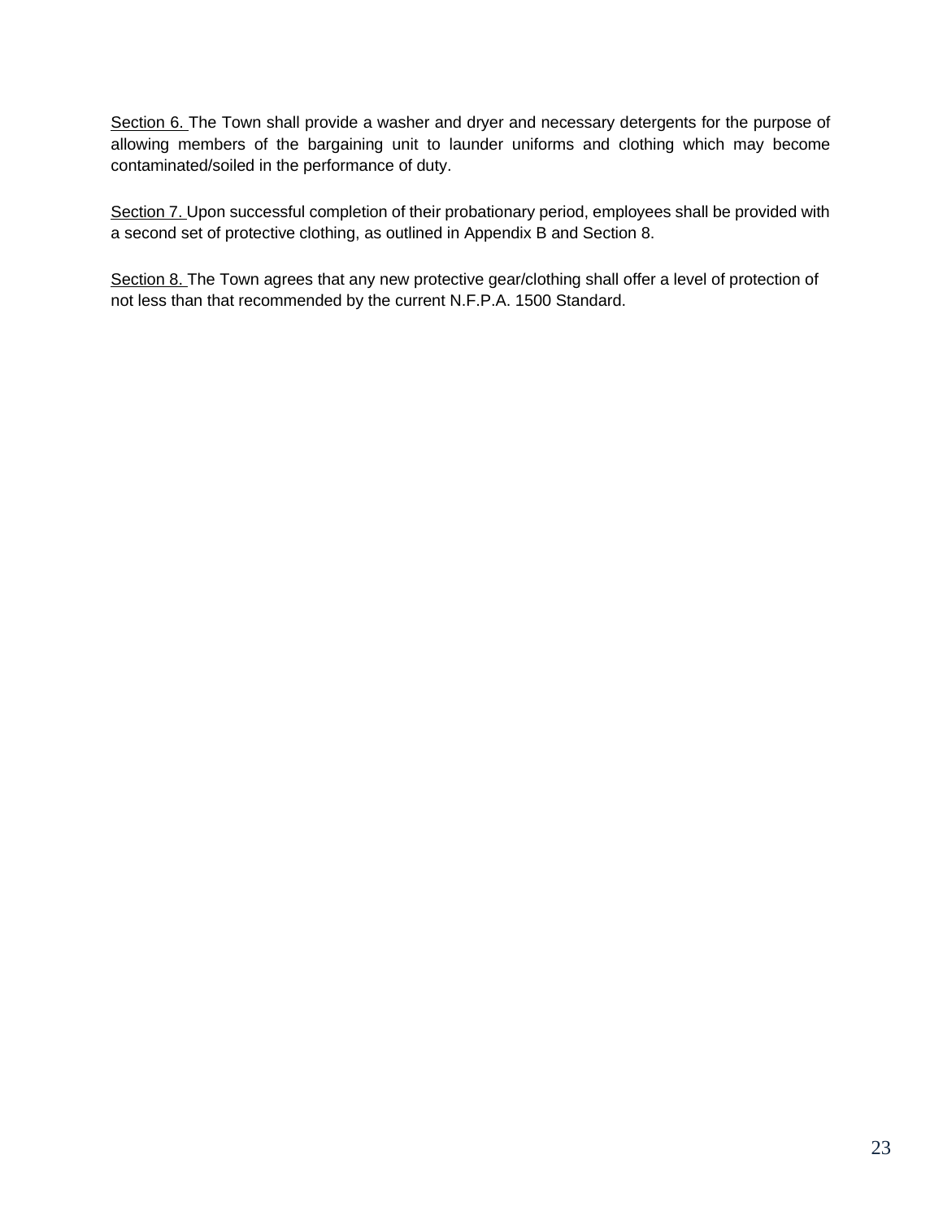<u>Section 6.</u> The Town shall provide a washer and dryer and necessary detergents for the purpose of allowing members of the bargaining unit to launder uniforms and clothing which may become contaminated/soiled in the performance of duty.

<u>Section 7.</u> Upon successful completion of their probationary period, employees shall be provided with a second set of protective clothing, as outlined in Appendix B and Section 8.

<u>Section 8.</u> The Town agrees that any new protective gear/clothing shall offer a level of protection of not less than that recommended by the current N.F.P.A. 1500 Standard.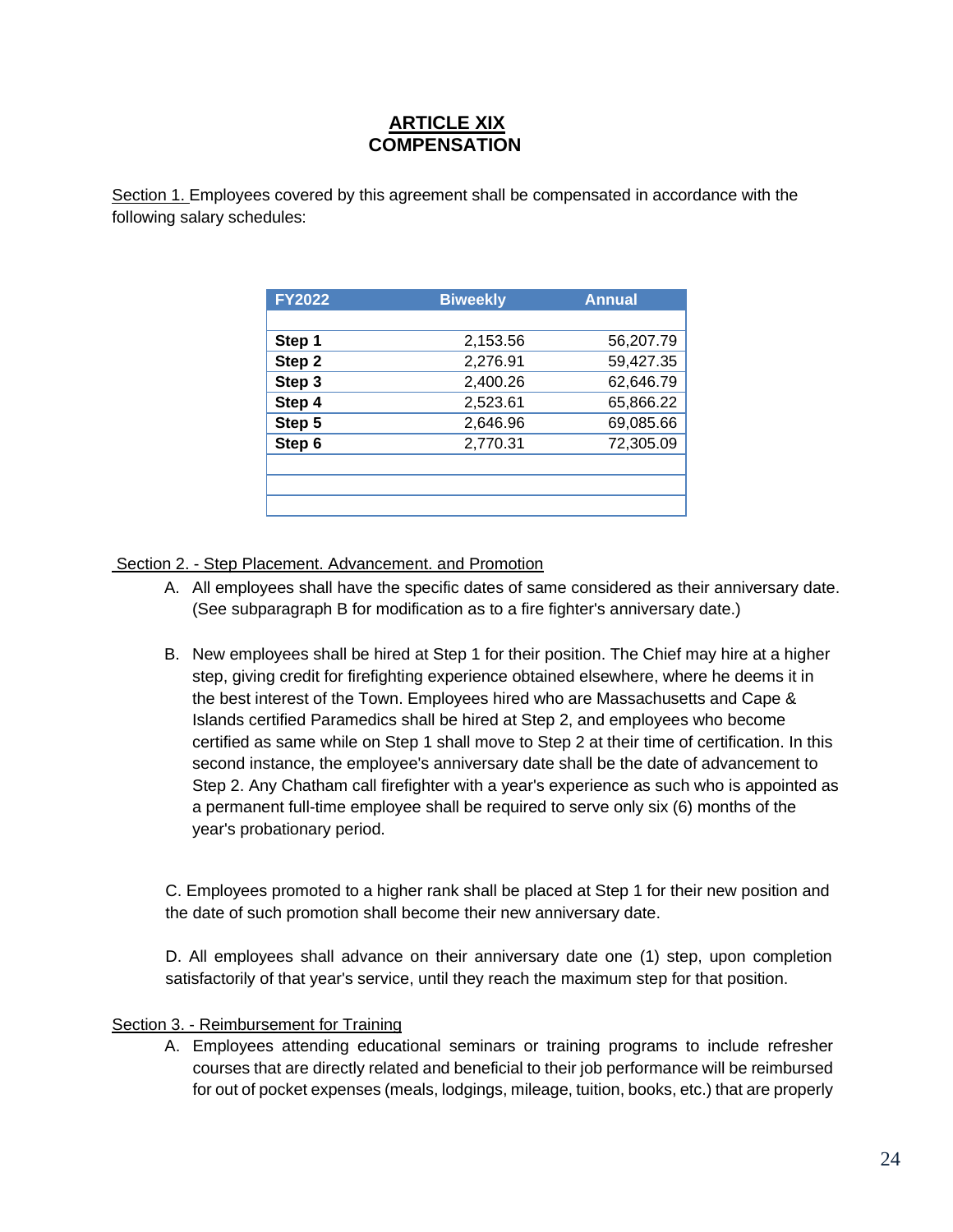# ARTICLE XIX
## COMPENSATION

Section 1. Employees covered by this agreement shall be compensated in accordance with the following salary schedules:

| FY2022 | Biweekly | Annual |
|---|---|---|
| | | |
| **Step 1** | 2,153.56 | 56,207.79 |
| **Step 2** | 2,276.91 | 59,427.35 |
| **Step 3** | 2,400.26 | 62,646.79 |
| **Step 4** | 2,523.61 | 65,866.22 |
| **Step 5** | 2,646.96 | 69,085.66 |
| **Step 6** | 2,770.31 | 72,305.09 |
| | | |
| | | |
| | | |

Section 2. - Step Placement. Advancement. and Promotion

A. All employees shall have the specific dates of same considered as their anniversary date. (See subparagraph B for modification as to a fire fighter's anniversary date.)

B. New employees shall be hired at Step 1 for their position. The Chief may hire at a higher step, giving credit for firefighting experience obtained elsewhere, where he deems it in the best interest of the Town. Employees hired who are Massachusetts and Cape & Islands certified Paramedics shall be hired at Step 2, and employees who become certified as same while on Step 1 shall move to Step 2 at their time of certification. In this second instance, the employee's anniversary date shall be the date of advancement to Step 2. Any Chatham call firefighter with a year's experience as such who is appointed as a permanent full-time employee shall be required to serve only six (6) months of the year's probationary period.

C. Employees promoted to a higher rank shall be placed at Step 1 for their new position and the date of such promotion shall become their new anniversary date.

D. All employees shall advance on their anniversary date one (1) step, upon completion satisfactorily of that year's service, until they reach the maximum step for that position.

Section 3. - Reimbursement for Training

A. Employees attending educational seminars or training programs to include refresher courses that are directly related and beneficial to their job performance will be reimbursed for out of pocket expenses (meals, lodgings, mileage, tuition, books, etc.) that are properly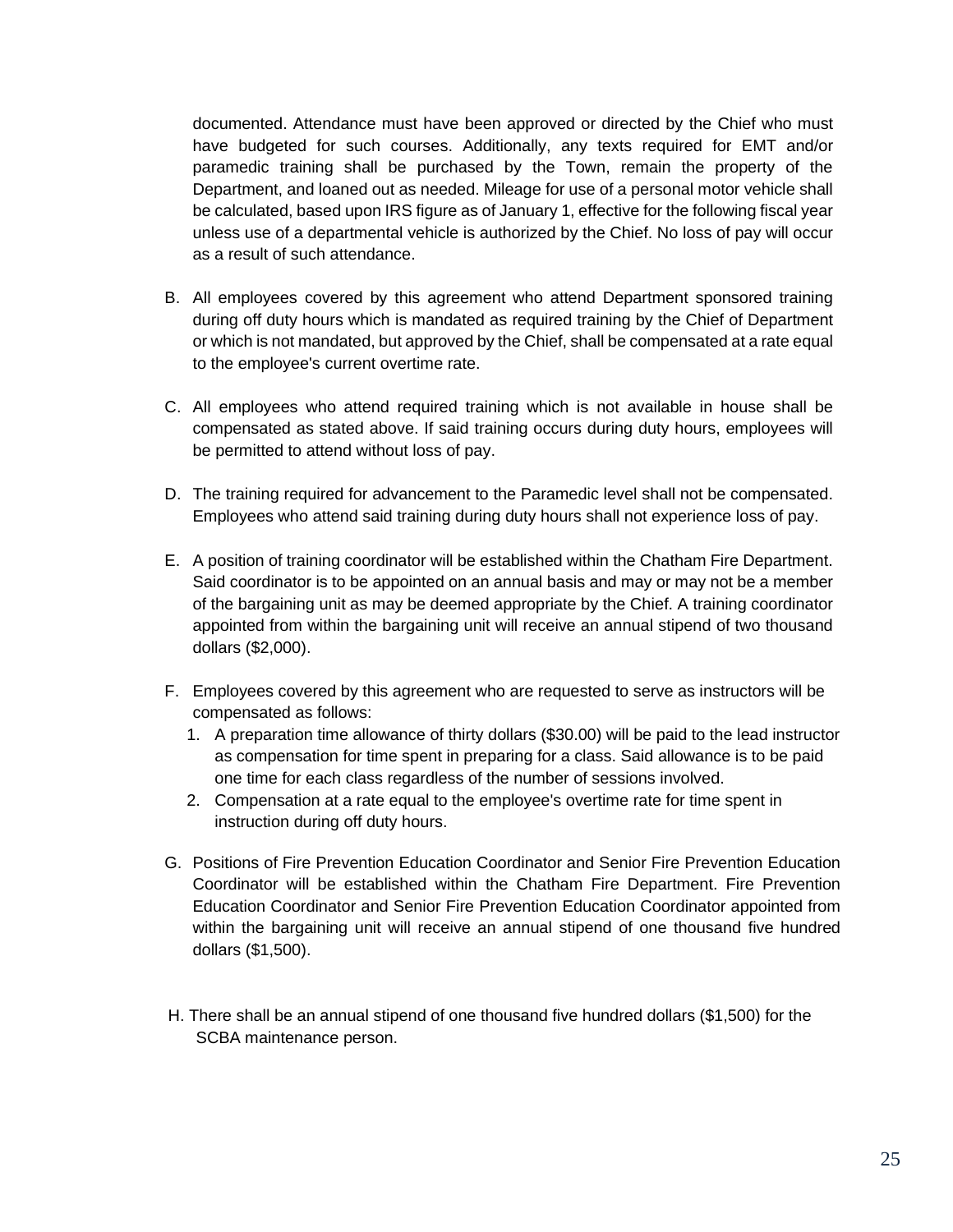documented. Attendance must have been approved or directed by the Chief who must have budgeted for such courses. Additionally, any texts required for EMT and/or paramedic training shall be purchased by the Town, remain the property of the Department, and loaned out as needed. Mileage for use of a personal motor vehicle shall be calculated, based upon IRS figure as of January 1, effective for the following fiscal year unless use of a departmental vehicle is authorized by the Chief. No loss of pay will occur as a result of such attendance.

B. All employees covered by this agreement who attend Department sponsored training during off duty hours which is mandated as required training by the Chief of Department or which is not mandated, but approved by the Chief, shall be compensated at a rate equal to the employee's current overtime rate.

C. All employees who attend required training which is not available in house shall be compensated as stated above. If said training occurs during duty hours, employees will be permitted to attend without loss of pay.

D. The training required for advancement to the Paramedic level shall not be compensated. Employees who attend said training during duty hours shall not experience loss of pay.

E. A position of training coordinator will be established within the Chatham Fire Department. Said coordinator is to be appointed on an annual basis and may or may not be a member of the bargaining unit as may be deemed appropriate by the Chief. A training coordinator appointed from within the bargaining unit will receive an annual stipend of two thousand dollars ($2,000).

F. Employees covered by this agreement who are requested to serve as instructors will be compensated as follows:
   1. A preparation time allowance of thirty dollars ($30.00) will be paid to the lead instructor as compensation for time spent in preparing for a class. Said allowance is to be paid one time for each class regardless of the number of sessions involved.
   2. Compensation at a rate equal to the employee's overtime rate for time spent in instruction during off duty hours.

G. Positions of Fire Prevention Education Coordinator and Senior Fire Prevention Education Coordinator will be established within the Chatham Fire Department. Fire Prevention Education Coordinator and Senior Fire Prevention Education Coordinator appointed from within the bargaining unit will receive an annual stipend of one thousand five hundred dollars ($1,500).

H. There shall be an annual stipend of one thousand five hundred dollars ($1,500) for the SCBA maintenance person.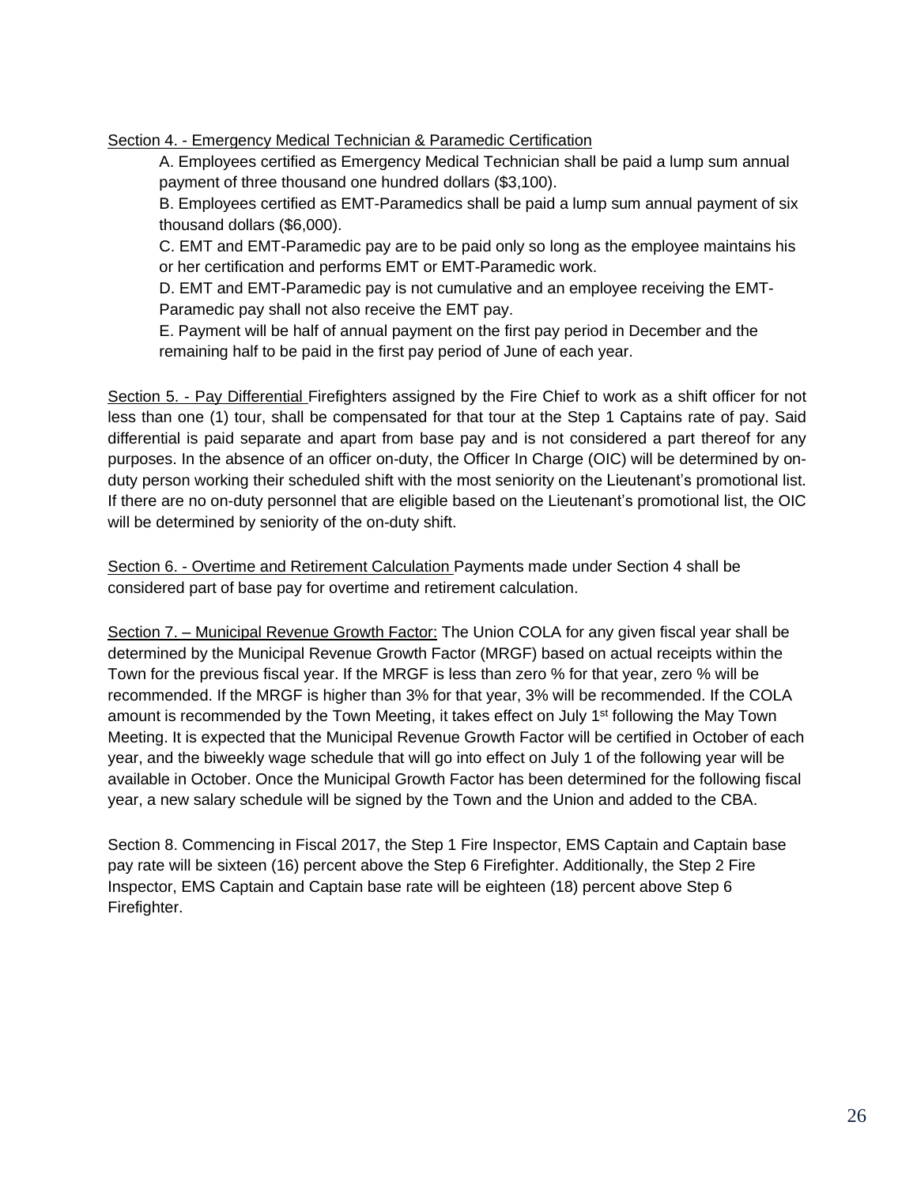Section 4. - Emergency Medical Technician & Paramedic Certification

A. Employees certified as Emergency Medical Technician shall be paid a lump sum annual payment of three thousand one hundred dollars ($3,100).

B. Employees certified as EMT-Paramedics shall be paid a lump sum annual payment of six thousand dollars ($6,000).

C. EMT and EMT-Paramedic pay are to be paid only so long as the employee maintains his or her certification and performs EMT or EMT-Paramedic work.

D. EMT and EMT-Paramedic pay is not cumulative and an employee receiving the EMT-Paramedic pay shall not also receive the EMT pay.

E. Payment will be half of annual payment on the first pay period in December and the remaining half to be paid in the first pay period of June of each year.

Section 5. - Pay Differential Firefighters assigned by the Fire Chief to work as a shift officer for not less than one (1) tour, shall be compensated for that tour at the Step 1 Captains rate of pay. Said differential is paid separate and apart from base pay and is not considered a part thereof for any purposes. In the absence of an officer on-duty, the Officer In Charge (OIC) will be determined by on-duty person working their scheduled shift with the most seniority on the Lieutenant's promotional list. If there are no on-duty personnel that are eligible based on the Lieutenant's promotional list, the OIC will be determined by seniority of the on-duty shift.

Section 6. - Overtime and Retirement Calculation Payments made under Section 4 shall be considered part of base pay for overtime and retirement calculation.

Section 7. – Municipal Revenue Growth Factor: The Union COLA for any given fiscal year shall be determined by the Municipal Revenue Growth Factor (MRGF) based on actual receipts within the Town for the previous fiscal year. If the MRGF is less than zero % for that year, zero % will be recommended. If the MRGF is higher than 3% for that year, 3% will be recommended. If the COLA amount is recommended by the Town Meeting, it takes effect on July 1st following the May Town Meeting. It is expected that the Municipal Revenue Growth Factor will be certified in October of each year, and the biweekly wage schedule that will go into effect on July 1 of the following year will be available in October. Once the Municipal Growth Factor has been determined for the following fiscal year, a new salary schedule will be signed by the Town and the Union and added to the CBA.

Section 8. Commencing in Fiscal 2017, the Step 1 Fire Inspector, EMS Captain and Captain base pay rate will be sixteen (16) percent above the Step 6 Firefighter. Additionally, the Step 2 Fire Inspector, EMS Captain and Captain base rate will be eighteen (18) percent above Step 6 Firefighter.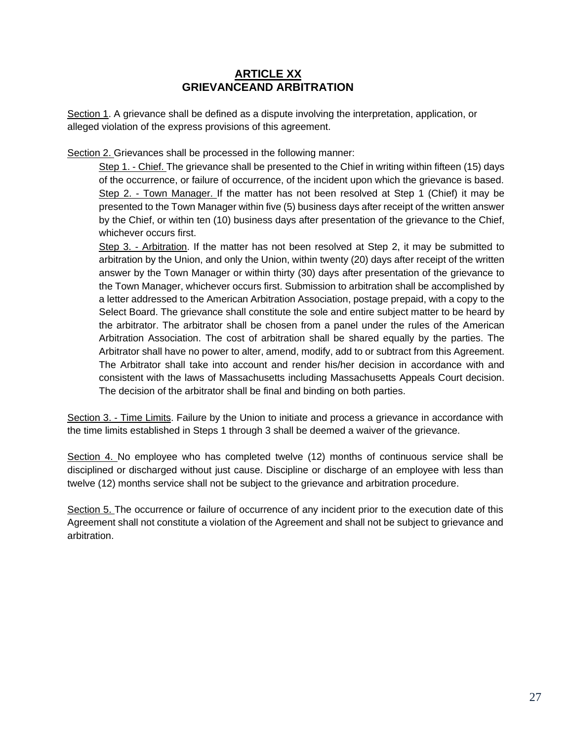# ARTICLE XX
# GRIEVANCEAND ARBITRATION

Section 1. A grievance shall be defined as a dispute involving the interpretation, application, or alleged violation of the express provisions of this agreement.

Section 2. Grievances shall be processed in the following manner:

Step 1. - Chief. The grievance shall be presented to the Chief in writing within fifteen (15) days of the occurrence, or failure of occurrence, of the incident upon which the grievance is based.

Step 2. - Town Manager. If the matter has not been resolved at Step 1 (Chief) it may be presented to the Town Manager within five (5) business days after receipt of the written answer by the Chief, or within ten (10) business days after presentation of the grievance to the Chief, whichever occurs first.

Step 3. - Arbitration. If the matter has not been resolved at Step 2, it may be submitted to arbitration by the Union, and only the Union, within twenty (20) days after receipt of the written answer by the Town Manager or within thirty (30) days after presentation of the grievance to the Town Manager, whichever occurs first. Submission to arbitration shall be accomplished by a letter addressed to the American Arbitration Association, postage prepaid, with a copy to the Select Board. The grievance shall constitute the sole and entire subject matter to be heard by the arbitrator. The arbitrator shall be chosen from a panel under the rules of the American Arbitration Association. The cost of arbitration shall be shared equally by the parties. The Arbitrator shall have no power to alter, amend, modify, add to or subtract from this Agreement. The Arbitrator shall take into account and render his/her decision in accordance with and consistent with the laws of Massachusetts including Massachusetts Appeals Court decision. The decision of the arbitrator shall be final and binding on both parties.

Section 3. - Time Limits. Failure by the Union to initiate and process a grievance in accordance with the time limits established in Steps 1 through 3 shall be deemed a waiver of the grievance.

Section 4. No employee who has completed twelve (12) months of continuous service shall be disciplined or discharged without just cause. Discipline or discharge of an employee with less than twelve (12) months service shall not be subject to the grievance and arbitration procedure.

Section 5. The occurrence or failure of occurrence of any incident prior to the execution date of this Agreement shall not constitute a violation of the Agreement and shall not be subject to grievance and arbitration.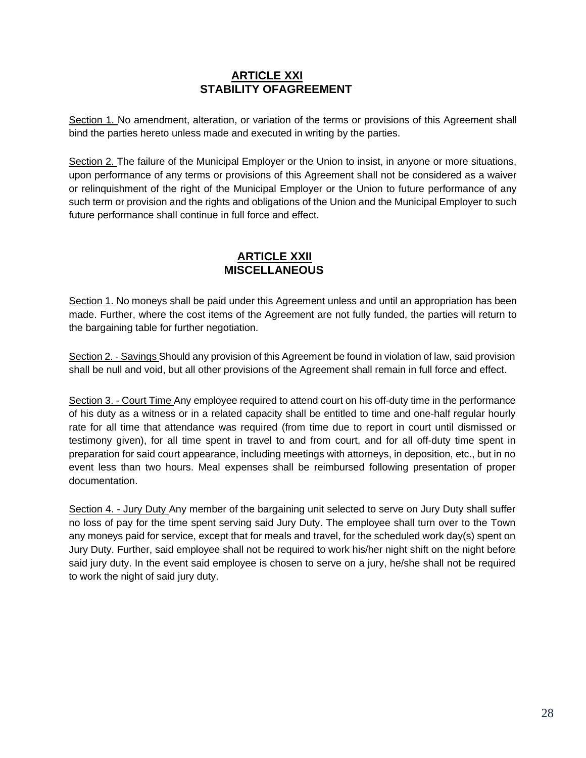## ARTICLE XXI
## STABILITY OFAGREEMENT

Section 1. No amendment, alteration, or variation of the terms or provisions of this Agreement shall bind the parties hereto unless made and executed in writing by the parties.

Section 2. The failure of the Municipal Employer or the Union to insist, in anyone or more situations, upon performance of any terms or provisions of this Agreement shall not be considered as a waiver or relinquishment of the right of the Municipal Employer or the Union to future performance of any such term or provision and the rights and obligations of the Union and the Municipal Employer to such future performance shall continue in full force and effect.

## ARTICLE XXII
## MISCELLANEOUS

Section 1. No moneys shall be paid under this Agreement unless and until an appropriation has been made. Further, where the cost items of the Agreement are not fully funded, the parties will return to the bargaining table for further negotiation.

Section 2. - Savings Should any provision of this Agreement be found in violation of law, said provision shall be null and void, but all other provisions of the Agreement shall remain in full force and effect.

Section 3. - Court Time Any employee required to attend court on his off-duty time in the performance of his duty as a witness or in a related capacity shall be entitled to time and one-half regular hourly rate for all time that attendance was required (from time due to report in court until dismissed or testimony given), for all time spent in travel to and from court, and for all off-duty time spent in preparation for said court appearance, including meetings with attorneys, in deposition, etc., but in no event less than two hours. Meal expenses shall be reimbursed following presentation of proper documentation.

Section 4. - Jury Duty Any member of the bargaining unit selected to serve on Jury Duty shall suffer no loss of pay for the time spent serving said Jury Duty. The employee shall turn over to the Town any moneys paid for service, except that for meals and travel, for the scheduled work day(s) spent on Jury Duty. Further, said employee shall not be required to work his/her night shift on the night before said jury duty. In the event said employee is chosen to serve on a jury, he/she shall not be required to work the night of said jury duty.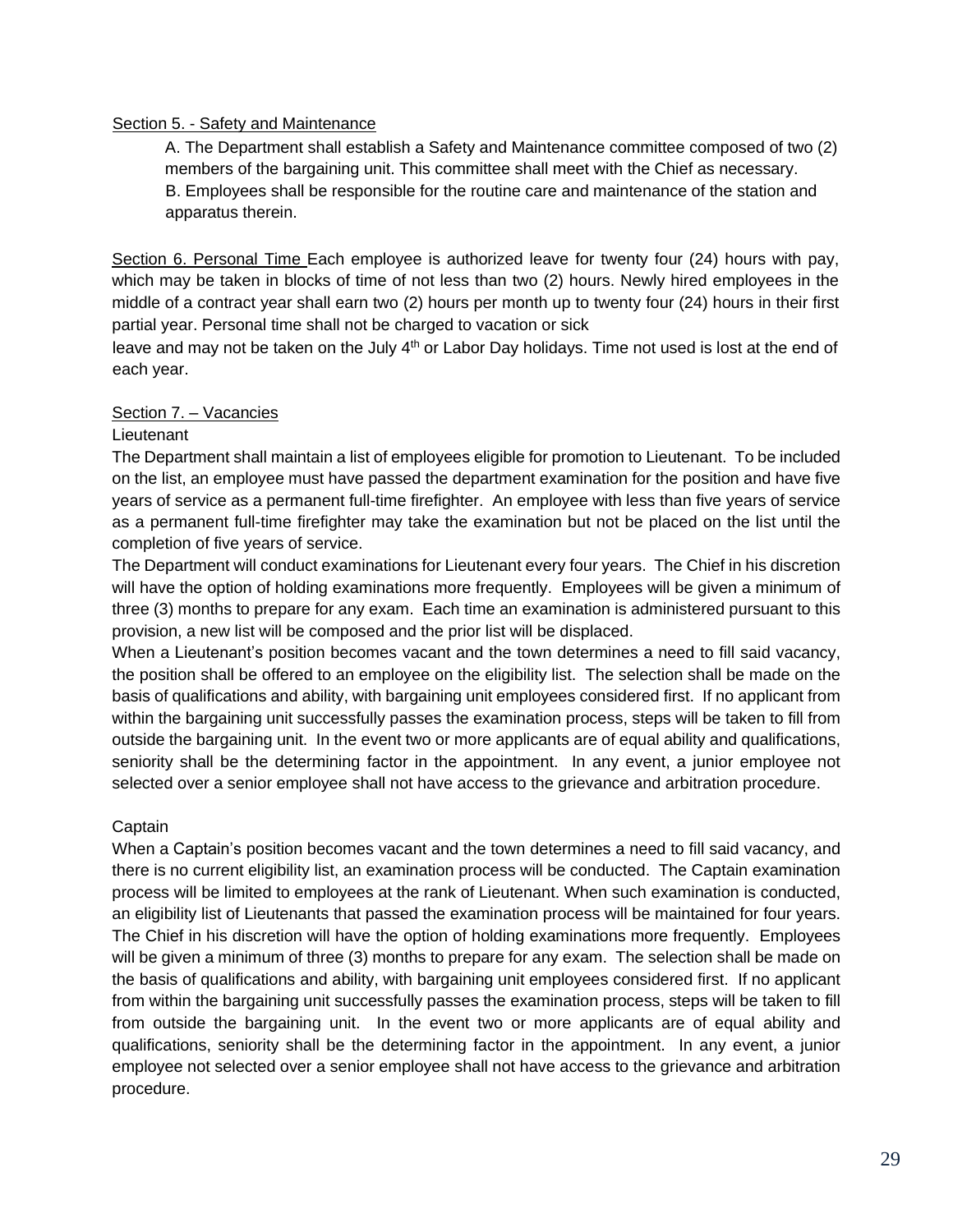<u>Section 5. - Safety and Maintenance</u>

A. The Department shall establish a Safety and Maintenance committee composed of two (2) members of the bargaining unit. This committee shall meet with the Chief as necessary.

B. Employees shall be responsible for the routine care and maintenance of the station and apparatus therein.

<u>Section 6. Personal Time</u> Each employee is authorized leave for twenty four (24) hours with pay, which may be taken in blocks of time of not less than two (2) hours. Newly hired employees in the middle of a contract year shall earn two (2) hours per month up to twenty four (24) hours in their first partial year. Personal time shall not be charged to vacation or sick leave and may not be taken on the July 4th or Labor Day holidays. Time not used is lost at the end of each year.

<u>Section 7. – Vacancies</u>

Lieutenant

The Department shall maintain a list of employees eligible for promotion to Lieutenant. To be included on the list, an employee must have passed the department examination for the position and have five years of service as a permanent full-time firefighter. An employee with less than five years of service as a permanent full-time firefighter may take the examination but not be placed on the list until the completion of five years of service.

The Department will conduct examinations for Lieutenant every four years. The Chief in his discretion will have the option of holding examinations more frequently. Employees will be given a minimum of three (3) months to prepare for any exam. Each time an examination is administered pursuant to this provision, a new list will be composed and the prior list will be displaced.

When a Lieutenant's position becomes vacant and the town determines a need to fill said vacancy, the position shall be offered to an employee on the eligibility list. The selection shall be made on the basis of qualifications and ability, with bargaining unit employees considered first. If no applicant from within the bargaining unit successfully passes the examination process, steps will be taken to fill from outside the bargaining unit. In the event two or more applicants are of equal ability and qualifications, seniority shall be the determining factor in the appointment. In any event, a junior employee not selected over a senior employee shall not have access to the grievance and arbitration procedure.

Captain

When a Captain's position becomes vacant and the town determines a need to fill said vacancy, and there is no current eligibility list, an examination process will be conducted. The Captain examination process will be limited to employees at the rank of Lieutenant. When such examination is conducted, an eligibility list of Lieutenants that passed the examination process will be maintained for four years. The Chief in his discretion will have the option of holding examinations more frequently. Employees will be given a minimum of three (3) months to prepare for any exam. The selection shall be made on the basis of qualifications and ability, with bargaining unit employees considered first. If no applicant from within the bargaining unit successfully passes the examination process, steps will be taken to fill from outside the bargaining unit. In the event two or more applicants are of equal ability and qualifications, seniority shall be the determining factor in the appointment. In any event, a junior employee not selected over a senior employee shall not have access to the grievance and arbitration procedure.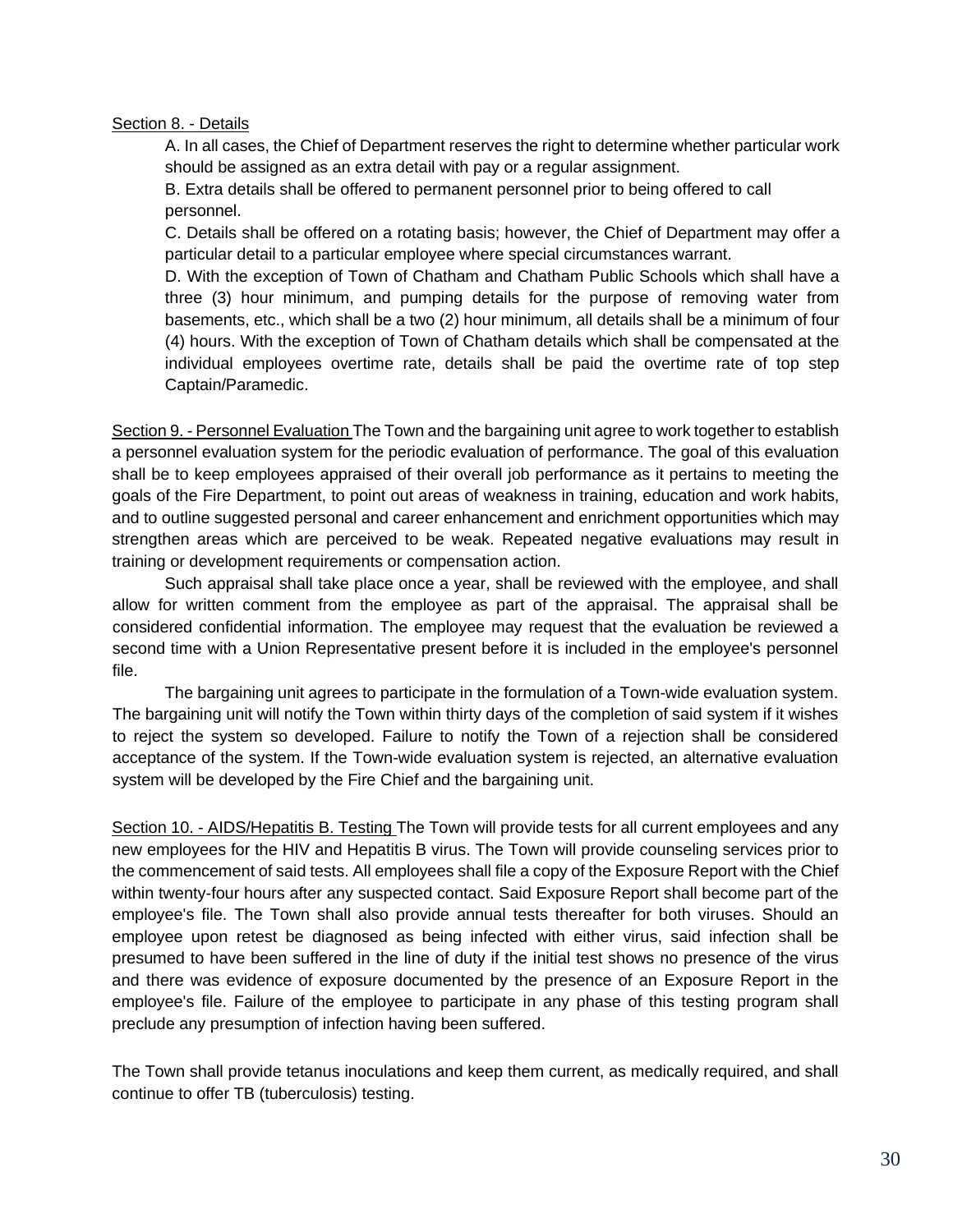Section 8. - Details

A. In all cases, the Chief of Department reserves the right to determine whether particular work should be assigned as an extra detail with pay or a regular assignment.

B. Extra details shall be offered to permanent personnel prior to being offered to call personnel.

C. Details shall be offered on a rotating basis; however, the Chief of Department may offer a particular detail to a particular employee where special circumstances warrant.

D. With the exception of Town of Chatham and Chatham Public Schools which shall have a three (3) hour minimum, and pumping details for the purpose of removing water from basements, etc., which shall be a two (2) hour minimum, all details shall be a minimum of four (4) hours. With the exception of Town of Chatham details which shall be compensated at the individual employees overtime rate, details shall be paid the overtime rate of top step Captain/Paramedic.

Section 9. - Personnel Evaluation The Town and the bargaining unit agree to work together to establish a personnel evaluation system for the periodic evaluation of performance. The goal of this evaluation shall be to keep employees appraised of their overall job performance as it pertains to meeting the goals of the Fire Department, to point out areas of weakness in training, education and work habits, and to outline suggested personal and career enhancement and enrichment opportunities which may strengthen areas which are perceived to be weak. Repeated negative evaluations may result in training or development requirements or compensation action.

Such appraisal shall take place once a year, shall be reviewed with the employee, and shall allow for written comment from the employee as part of the appraisal. The appraisal shall be considered confidential information. The employee may request that the evaluation be reviewed a second time with a Union Representative present before it is included in the employee's personnel file.

The bargaining unit agrees to participate in the formulation of a Town-wide evaluation system. The bargaining unit will notify the Town within thirty days of the completion of said system if it wishes to reject the system so developed. Failure to notify the Town of a rejection shall be considered acceptance of the system. If the Town-wide evaluation system is rejected, an alternative evaluation system will be developed by the Fire Chief and the bargaining unit.

Section 10. - AIDS/Hepatitis B. Testing The Town will provide tests for all current employees and any new employees for the HIV and Hepatitis B virus. The Town will provide counseling services prior to the commencement of said tests. All employees shall file a copy of the Exposure Report with the Chief within twenty-four hours after any suspected contact. Said Exposure Report shall become part of the employee's file. The Town shall also provide annual tests thereafter for both viruses. Should an employee upon retest be diagnosed as being infected with either virus, said infection shall be presumed to have been suffered in the line of duty if the initial test shows no presence of the virus and there was evidence of exposure documented by the presence of an Exposure Report in the employee's file. Failure of the employee to participate in any phase of this testing program shall preclude any presumption of infection having been suffered.

The Town shall provide tetanus inoculations and keep them current, as medically required, and shall continue to offer TB (tuberculosis) testing.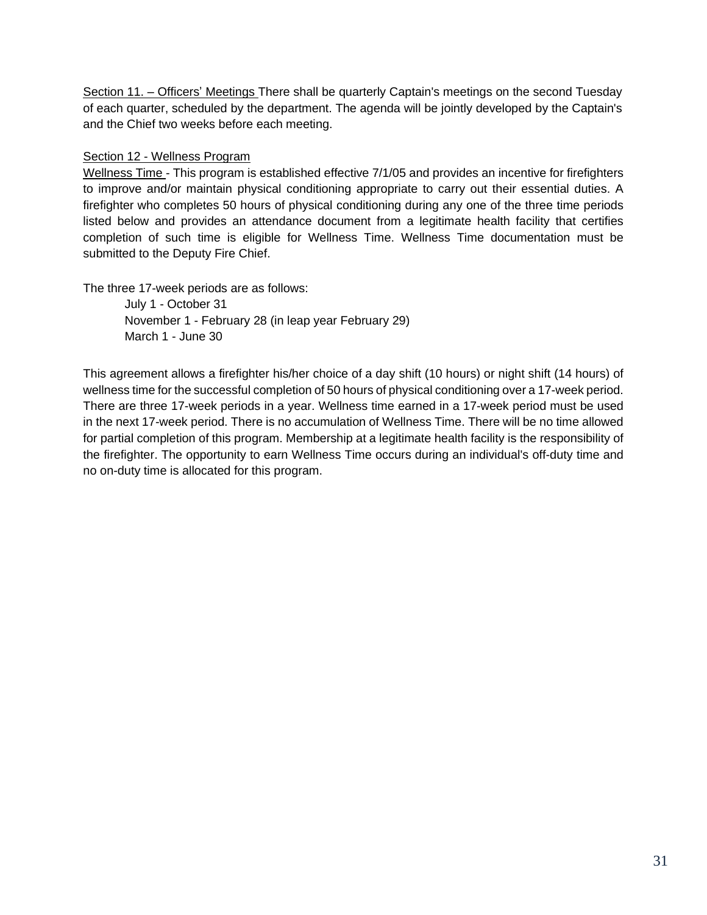Section 11. – Officers' Meetings There shall be quarterly Captain's meetings on the second Tuesday of each quarter, scheduled by the department. The agenda will be jointly developed by the Captain's and the Chief two weeks before each meeting.

Section 12 - Wellness Program

Wellness Time - This program is established effective 7/1/05 and provides an incentive for firefighters to improve and/or maintain physical conditioning appropriate to carry out their essential duties. A firefighter who completes 50 hours of physical conditioning during any one of the three time periods listed below and provides an attendance document from a legitimate health facility that certifies completion of such time is eligible for Wellness Time. Wellness Time documentation must be submitted to the Deputy Fire Chief.

The three 17-week periods are as follows:

- July 1 - October 31
- November 1 - February 28 (in leap year February 29)
- March 1 - June 30

This agreement allows a firefighter his/her choice of a day shift (10 hours) or night shift (14 hours) of wellness time for the successful completion of 50 hours of physical conditioning over a 17-week period. There are three 17-week periods in a year. Wellness time earned in a 17-week period must be used in the next 17-week period. There is no accumulation of Wellness Time. There will be no time allowed for partial completion of this program. Membership at a legitimate health facility is the responsibility of the firefighter. The opportunity to earn Wellness Time occurs during an individual's off-duty time and no on-duty time is allocated for this program.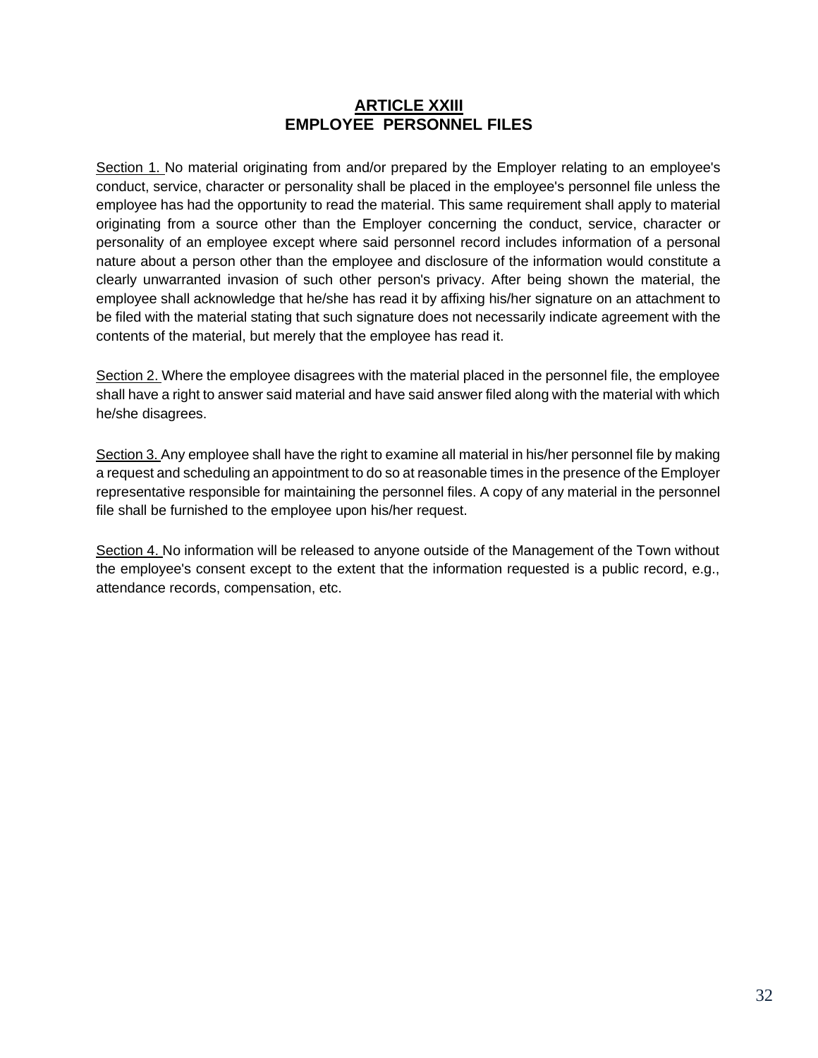## ARTICLE XXIII
## EMPLOYEE PERSONNEL FILES

Section 1. No material originating from and/or prepared by the Employer relating to an employee's conduct, service, character or personality shall be placed in the employee's personnel file unless the employee has had the opportunity to read the material. This same requirement shall apply to material originating from a source other than the Employer concerning the conduct, service, character or personality of an employee except where said personnel record includes information of a personal nature about a person other than the employee and disclosure of the information would constitute a clearly unwarranted invasion of such other person's privacy. After being shown the material, the employee shall acknowledge that he/she has read it by affixing his/her signature on an attachment to be filed with the material stating that such signature does not necessarily indicate agreement with the contents of the material, but merely that the employee has read it.

Section 2. Where the employee disagrees with the material placed in the personnel file, the employee shall have a right to answer said material and have said answer filed along with the material with which he/she disagrees.

Section 3. Any employee shall have the right to examine all material in his/her personnel file by making a request and scheduling an appointment to do so at reasonable times in the presence of the Employer representative responsible for maintaining the personnel files. A copy of any material in the personnel file shall be furnished to the employee upon his/her request.

Section 4. No information will be released to anyone outside of the Management of the Town without the employee's consent except to the extent that the information requested is a public record, e.g., attendance records, compensation, etc.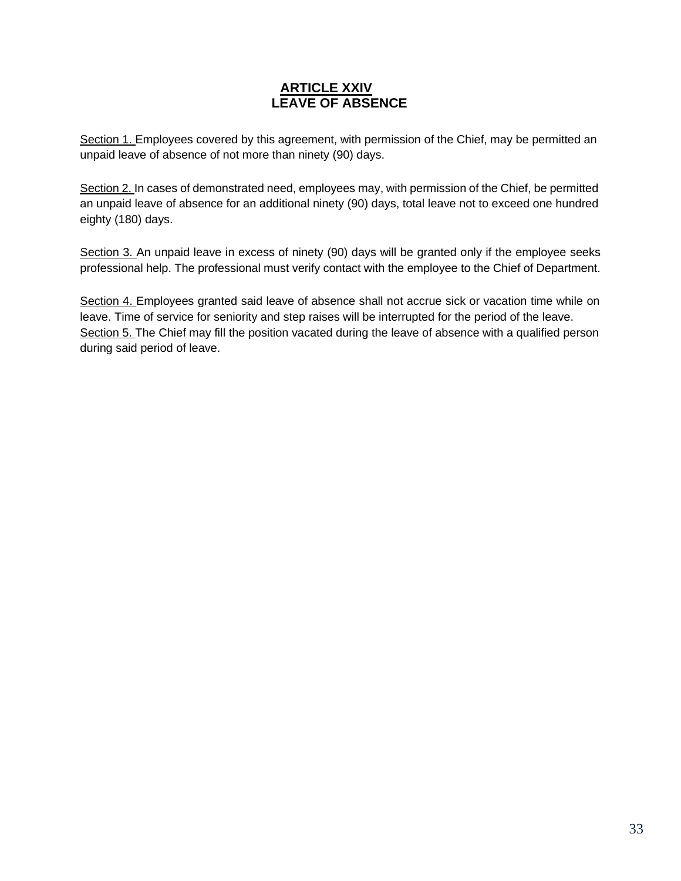## ARTICLE XXIV
## LEAVE OF ABSENCE

Section 1. Employees covered by this agreement, with permission of the Chief, may be permitted an unpaid leave of absence of not more than ninety (90) days.

Section 2. In cases of demonstrated need, employees may, with permission of the Chief, be permitted an unpaid leave of absence for an additional ninety (90) days, total leave not to exceed one hundred eighty (180) days.

Section 3. An unpaid leave in excess of ninety (90) days will be granted only if the employee seeks professional help. The professional must verify contact with the employee to the Chief of Department.

Section 4. Employees granted said leave of absence shall not accrue sick or vacation time while on leave. Time of service for seniority and step raises will be interrupted for the period of the leave.

Section 5. The Chief may fill the position vacated during the leave of absence with a qualified person during said period of leave.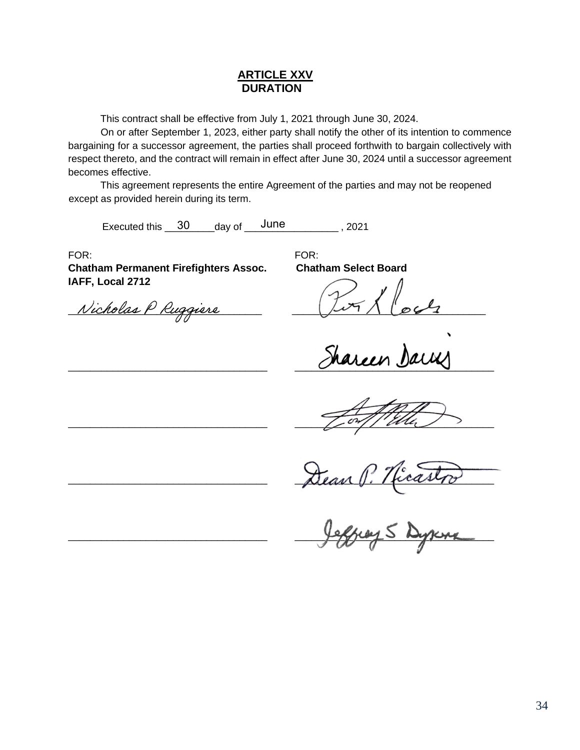## ARTICLE XXV
## DURATION

This contract shall be effective from July 1, 2021 through June 30, 2024.

On or after September 1, 2023, either party shall notify the other of its intention to commence bargaining for a successor agreement, the parties shall proceed forthwith to bargain collectively with respect thereto, and the contract will remain in effect after June 30, 2024 until a successor agreement becomes effective.

This agreement represents the entire Agreement of the parties and may not be reopened except as provided herein during its term.

Executed this 30 day of June, 2021

| FOR: **Chatham Permanent Firefighters Assoc. IAFF, Local 2712** | FOR: **Chatham Select Board** |
|---|---|
| Nicholas P Ruggiere | Peter K Cocolis |
| ______________________________ | Shareen Davis |
| ______________________________ | Cory Metters |
| ______________________________ | Dean P. Nicastro |
| ______________________________ | Jeffrey S Dykens |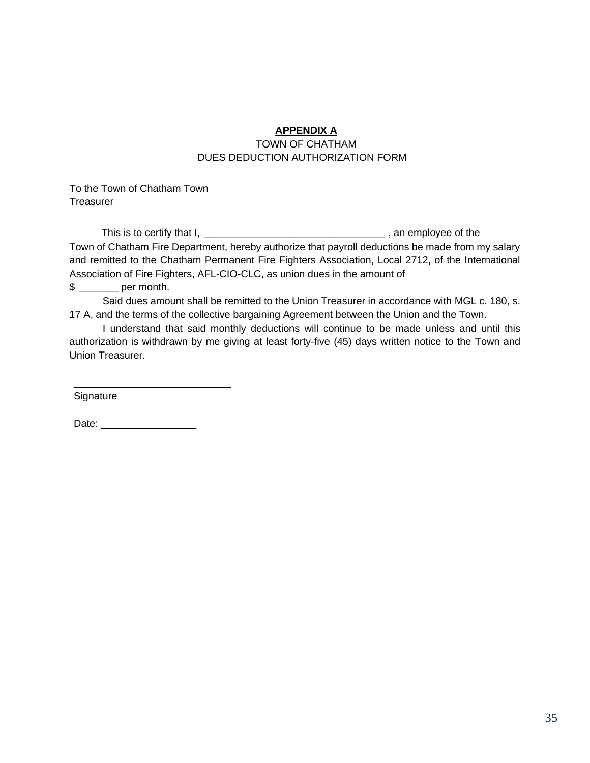**APPENDIX A**

TOWN OF CHATHAM

DUES DEDUCTION AUTHORIZATION FORM

To the Town of Chatham Town Treasurer

This is to certify that I, _________________________________ , an employee of the Town of Chatham Fire Department, hereby authorize that payroll deductions be made from my salary and remitted to the Chatham Permanent Fire Fighters Association, Local 2712, of the International Association of Fire Fighters, AFL-CIO-CLC, as union dues in the amount of $ _______ per month.

Said dues amount shall be remitted to the Union Treasurer in accordance with MGL c. 180, s. 17 A, and the terms of the collective bargaining Agreement between the Union and the Town.

I understand that said monthly deductions will continue to be made unless and until this authorization is withdrawn by me giving at least forty-five (45) days written notice to the Town and Union Treasurer.

____________________________

Signature

Date: _________________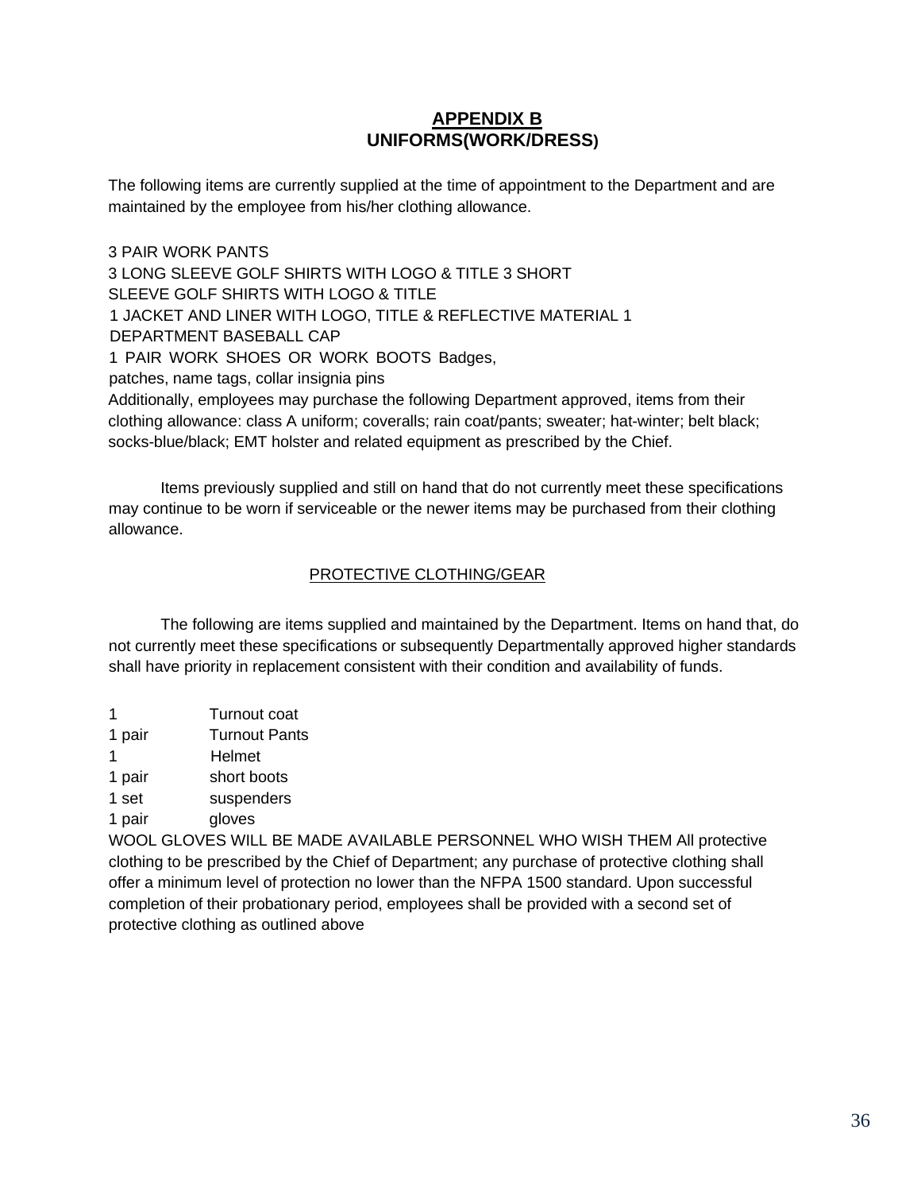## **APPENDIX B**
## **UNIFORMS(WORK/DRESS)**

The following items are currently supplied at the time of appointment to the Department and are maintained by the employee from his/her clothing allowance.

3 PAIR WORK PANTS
3 LONG SLEEVE GOLF SHIRTS WITH LOGO & TITLE 3 SHORT SLEEVE GOLF SHIRTS WITH LOGO & TITLE
1 JACKET AND LINER WITH LOGO, TITLE & REFLECTIVE MATERIAL 1 DEPARTMENT BASEBALL CAP
1 PAIR WORK SHOES OR WORK BOOTS Badges, patches, name tags, collar insignia pins
Additionally, employees may purchase the following Department approved, items from their clothing allowance: class A uniform; coveralls; rain coat/pants; sweater; hat-winter; belt black; socks-blue/black; EMT holster and related equipment as prescribed by the Chief.

Items previously supplied and still on hand that do not currently meet these specifications may continue to be worn if serviceable or the newer items may be purchased from their clothing allowance.

PROTECTIVE CLOTHING/GEAR

The following are items supplied and maintained by the Department. Items on hand that, do not currently meet these specifications or subsequently Departmentally approved higher standards shall have priority in replacement consistent with their condition and availability of funds.

| | |
|---|---|
| 1 | Turnout coat |
| 1 pair | Turnout Pants |
| 1 | Helmet |
| 1 pair | short boots |
| 1 set | suspenders |
| 1 pair | gloves |

WOOL GLOVES WILL BE MADE AVAILABLE PERSONNEL WHO WISH THEM All protective clothing to be prescribed by the Chief of Department; any purchase of protective clothing shall offer a minimum level of protection no lower than the NFPA 1500 standard. Upon successful completion of their probationary period, employees shall be provided with a second set of protective clothing as outlined above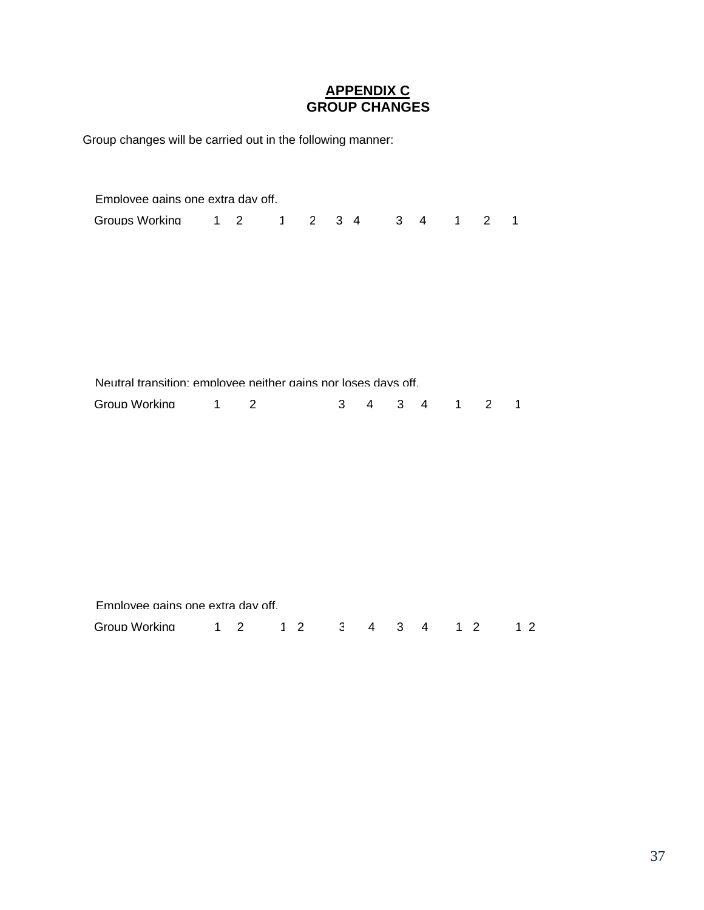**APPENDIX C**
**GROUP CHANGES**

Group changes will be carried out in the following manner:

Employee gains one extra day off.

Groups Working 1 2 1 2 3 4 3 4 1 2 1

Neutral transition; employee neither gains nor loses days off.

Group Working 1 2 3 4 3 4 1 2 1

Employee gains one extra day off.

Group Working 1 2 1 2 3 4 3 4 1 2 1 2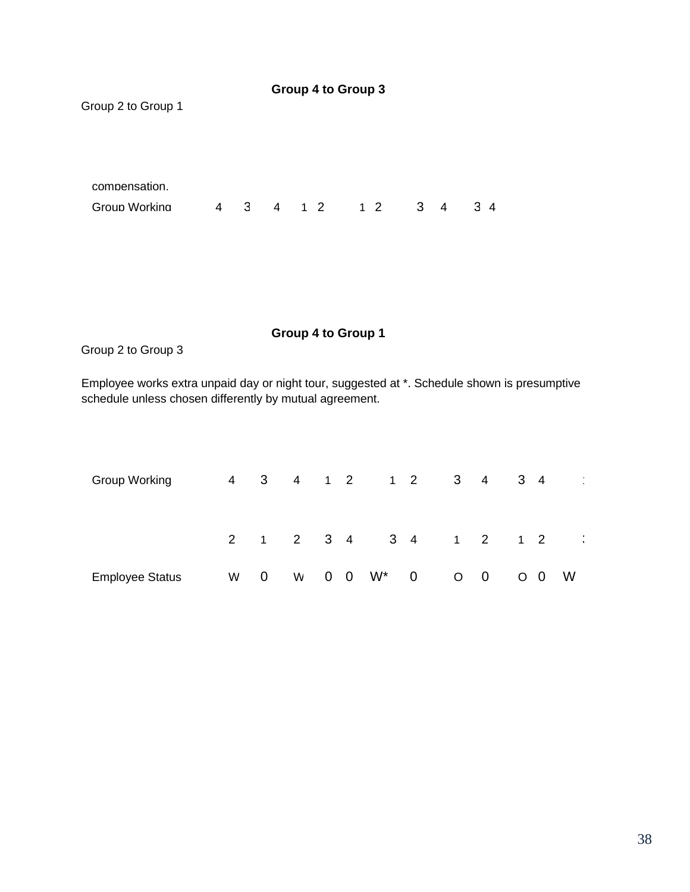**Group 4 to Group 3**

Group 2 to Group 1

compensation.

| Group Working | 4 | 3 | 4 | 1 | 2 | 1 | 2 | 3 | 4 | 3 | 4 |
|---|---|---|---|---|---|---|---|---|---|---|---|

**Group 4 to Group 1**

Group 2 to Group 3

Employee works extra unpaid day or night tour, suggested at *. Schedule shown is presumptive schedule unless chosen differently by mutual agreement.

| Group Working | 4 | 3 | 4 | 1 | 2 | | 1 | 2 | 3 | 4 | 3 | 4 | |
|---|---|---|---|---|---|---|---|---|---|---|---|---|---|
| | 2 | 1 | 2 | 3 | 4 | | 3 | 4 | 1 | 2 | 1 | 2 | |
| Employee Status | W | 0 | W | 0 | 0 | W* | 0 | | O | 0 | O | 0 | W |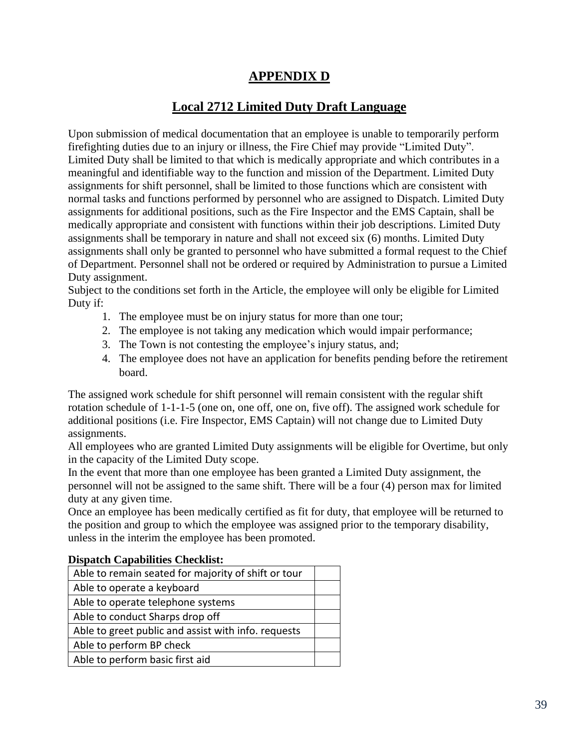# APPENDIX D

## Local 2712 Limited Duty Draft Language

Upon submission of medical documentation that an employee is unable to temporarily perform firefighting duties due to an injury or illness, the Fire Chief may provide "Limited Duty". Limited Duty shall be limited to that which is medically appropriate and which contributes in a meaningful and identifiable way to the function and mission of the Department. Limited Duty assignments for shift personnel, shall be limited to those functions which are consistent with normal tasks and functions performed by personnel who are assigned to Dispatch. Limited Duty assignments for additional positions, such as the Fire Inspector and the EMS Captain, shall be medically appropriate and consistent with functions within their job descriptions. Limited Duty assignments shall be temporary in nature and shall not exceed six (6) months. Limited Duty assignments shall only be granted to personnel who have submitted a formal request to the Chief of Department. Personnel shall not be ordered or required by Administration to pursue a Limited Duty assignment.

Subject to the conditions set forth in the Article, the employee will only be eligible for Limited Duty if:

1. The employee must be on injury status for more than one tour;
2. The employee is not taking any medication which would impair performance;
3. The Town is not contesting the employee's injury status, and;
4. The employee does not have an application for benefits pending before the retirement board.

The assigned work schedule for shift personnel will remain consistent with the regular shift rotation schedule of 1-1-1-5 (one on, one off, one on, five off). The assigned work schedule for additional positions (i.e. Fire Inspector, EMS Captain) will not change due to Limited Duty assignments.

All employees who are granted Limited Duty assignments will be eligible for Overtime, but only in the capacity of the Limited Duty scope.

In the event that more than one employee has been granted a Limited Duty assignment, the personnel will not be assigned to the same shift. There will be a four (4) person max for limited duty at any given time.

Once an employee has been medically certified as fit for duty, that employee will be returned to the position and group to which the employee was assigned prior to the temporary disability, unless in the interim the employee has been promoted.

**Dispatch Capabilities Checklist:**

| | |
|---|---|
| Able to remain seated for majority of shift or tour | |
| Able to operate a keyboard | |
| Able to operate telephone systems | |
| Able to conduct Sharps drop off | |
| Able to greet public and assist with info. requests | |
| Able to perform BP check | |
| Able to perform basic first aid | |